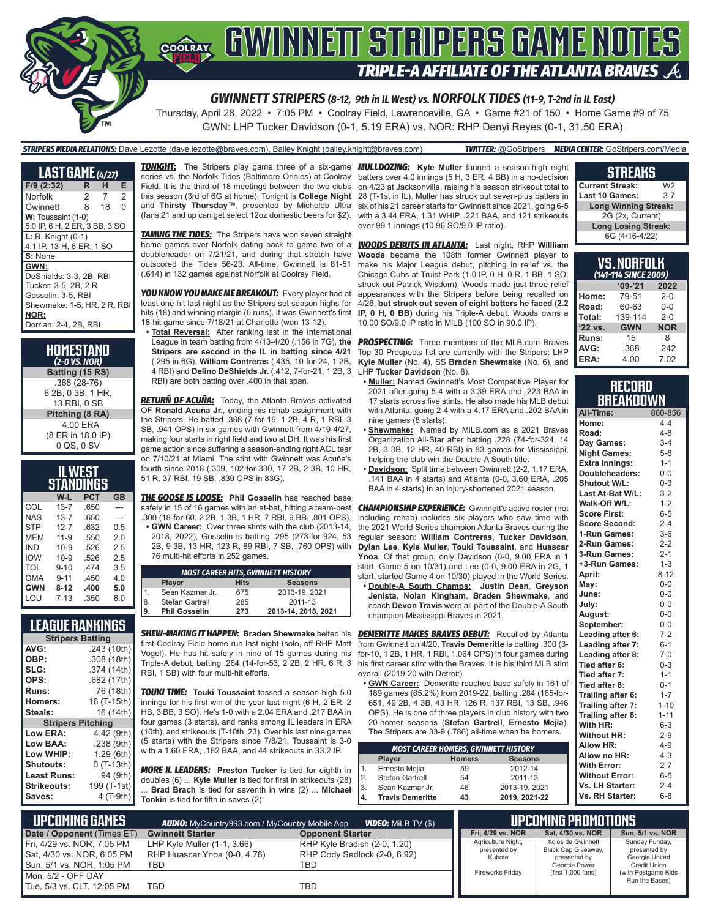# GWINNETT STRIPERS GAME NOTES

## TRIPLE-A AFFILIATE OF THE ATLANTA BRAVES

### GWINNETT STRIPERS (8-12, 9th in IL West) vs. NORFOLK TIDES (11-9, T-2nd in IL East)

Thursday, April 28, 2022 • 7:05 PM • Coolray Field, Lawrenceville, GA • Game #21 of 150 • Home Game #9 of 75

GWN: LHP Tucker Davidson (0-1, 5.19 ERA) vs. NOR: RHP Denyi Reyes (0-1, 31.50 ERA)

**STRIPERS MEDIA RELATIONS:** Dave Lezotte (dave.lezotte@braves.com), Bailey Knight (bailey.knight@braves.com) **TWITTER:** @GoStripers **MEDIA CENTER:** GoStripers.com/Media

## LAST GAME (4/27)

| F/9 (2:32) | R | H | E |
|---|---|---|---|
| Norfolk | 2 | 7 | 2 |
| Gwinnett | 8 | 18 | 0 |

**W:** Toussaint (1-0)
5.0 IP, 6 H, 2 ER, 3 BB, 3 SO

**L:** B. Knight (0-1)
4.1 IP, 13 H, 6 ER, 1 SO

**S:** None

**GWN:**
DeShields: 3-3, 2B, RBI
Tucker: 3-5, 2B, 2 R
Gosselin: 3-5, RBI
Shewmake: 1-5, HR, 2 R, RBI

**NOR:**
Dorrian: 2-4, 2B, RBI

## HOMESTAND (2-0 VS. NOR)

**Batting (15 RS)**
.368 (28-76)
6 2B, 0 3B, 1 HR,
13 RBI, 0 SB

**Pitching (8 RA)**
4.00 ERA
(8 ER in 18.0 IP)
0 QS, 0 SV

## IL WEST STANDINGS

| | W-L | PCT | GB |
|---|---|---|---|
| COL | 13-7 | .650 | --- |
| NAS | 13-7 | .650 | --- |
| STP | 12-7 | .632 | 0.5 |
| MEM | 11-9 | .550 | 2.0 |
| IND | 10-9 | .526 | 2.5 |
| IOW | 10-9 | .526 | 2.5 |
| TOL | 9-10 | .474 | 3.5 |
| OMA | 9-11 | .450 | 4.0 |
| **GWN** | **8-12** | **.400** | **5.0** |
| LOU | 7-13 | .350 | 6.0 |

## LEAGUE RANKINGS

| Stripers Batting | |
|---|---|
| AVG: | .243 (10th) |
| OBP: | .308 (18th) |
| SLG: | .374 (14th) |
| OPS: | .682 (17th) |
| Runs: | 76 (18th) |
| Homers: | 16 (T-15th) |
| Steals: | 16 (14th) |
| **Stripers Pitching** | |
| Low ERA: | 4.42 (9th) |
| Low BAA: | .238 (9th) |
| Low WHIP: | 1.29 (6th) |
| Shutouts: | 0 (T-13th) |
| Least Runs: | 94 (9th) |
| Strikeouts: | 199 (T-1st) |
| Saves: | 4 (T-9th) |

**TONIGHT:** The Stripers play game three of a six-game series vs. the Norfolk Tides (Baltimore Orioles) at Coolray Field. It is the third of 18 meetings between the two clubs this season (3rd of 6G at home). Tonight is **College Night** and **Thirsty Thursday™**, presented by Michelob Ultra (fans 21 and up can get select 12oz domestic beers for $2).

**TAMING THE TIDES:** The Stripers have won seven straight home games over Norfolk dating back to game two of a doubleheader on 7/21/21, and during that stretch have outscored the Tides 56-23. All-time, Gwinnett is 81-51 (.614) in 132 games against Norfolk at Coolray Field.

**YOU KNOW YOU MAKE ME BREAKOUT:** Every player had at least one hit last night as the Stripers set season highs for hits (18) and winning margin (6 runs). It was Gwinnett's first 18-hit game since 7/18/21 at Charlotte (won 13-12).

- **Total Reversal:** After ranking last in the International League in team batting from 4/13-4/20 (.156 in 7G), **the Stripers are second in the IL in batting since 4/21** (.295 in 6G). **William Contreras** (.435, 10-for-24, 1 2B, 4 RBI) and **Delino DeShields Jr.** (.412, 7-for-21, 1 2B, 3 RBI) are both batting over .400 in that span.

**RETURÑ OF ACUÑA:** Today, the Atlanta Braves activated OF **Ronald Acuña Jr.**, ending his rehab assignment with the Stripers. He batted .368 (7-for-19, 1 2B, 4 R, 1 RBI, 3 SB, .941 OPS) in six games with Gwinnett from 4/19-4/27, making four starts in right field and two at DH. It was his first game action since suffering a season-ending right ACL tear on 7/10/21 at Miami. The stint with Gwinnett was Acuña's fourth since 2018 (.309, 102-for-330, 17 2B, 2 3B, 10 HR, 51 R, 37 RBI, 19 SB, .839 OPS in 83G).

**THE GOOSE IS LOOSE:** **Phil Gosselin** has reached base safely in 15 of 16 games with an at-bat, hitting a team-best .300 (18-for-60, 2 2B, 1 3B, 1 HR, 7 RBI, 9 BB, .801 OPS).

- **GWN Career:** Over three stints with the club (2013-14, 2018, 2022), Gosselin is batting .295 (273-for-924, 53 2B, 9 3B, 13 HR, 123 R, 89 RBI, 7 SB, .760 OPS) with 76 multi-hit efforts in 252 games.

| MOST CAREER HITS, GWINNETT HISTORY | | | |
|---|---|---|---|
| | Player | Hits | Seasons |
| 1. | Sean Kazmar Jr. | 675 | 2013-19, 2021 |
| 8. | Stefan Gartrell | 285 | 2011-13 |
| **9.** | **Phil Gosselin** | **273** | **2013-14, 2018, 2021** |

**SHEW-MAKING IT HAPPEN:** **Braden Shewmake** belted his first Coolray Field home run last night (solo, off RHP Matt Vogel). He has hit safely in nine of 15 games during his Triple-A debut, batting .264 (14-for-53, 2 2B, 2 HR, 6 R, 3 RBI, 1 SB) with four multi-hit efforts.

**TOUKI TIME:** **Touki Toussaint** tossed a season-high 5.0 innings for his first win of the year last night (6 H, 2 ER, 2 HB, 3 BB, 3 SO). He's 1-0 with a 2.04 ERA and .217 BAA in four games (3 starts), and ranks among IL leaders in ERA (10th), and strikeouts (T-10th, 23). Over his last nine games (5 starts) with the Stripers since 7/8/21, Toussaint is 3-0 with a 1.60 ERA, .182 BAA, and 44 strikeouts in 33.2 IP.

**MORE IL LEADERS:** **Preston Tucker** is tied for eighth in doubles (6) ... **Kyle Muller** is tied for first in strikeouts (28) ... **Brad Brach** is tied for seventh in wins (2) ... **Michael Tonkin** is tied for fifth in saves (2).

**MULLDOZING:** **Kyle Muller** fanned a season-high eight batters over 4.0 innings (5 H, 3 ER, 4 BB) in a no-decision on 4/23 at Jacksonville, raising his season strikeout total to 28 (T-1st in IL). Muller has struck out seven-plus batters in six of his 21 career starts for Gwinnett since 2021, going 6-5 with a 3.44 ERA, 1.31 WHIP, .221 BAA, and 121 strikeouts over 99.1 innings (10.96 SO/9.0 IP ratio).

**WOODS DEBUTS IN ATLANTA:** Last night, RHP **Willliam Woods** became the 108th former Gwinnett player to make his Major League debut, pitching in relief vs. the Chicago Cubs at Truist Park (1.0 IP, 0 H, 0 R, 1 BB, 1 SO, struck out Patrick Wisdom). Woods made just three relief appearances with the Stripers before being recalled on 4/26, **but struck out seven of eight batters he faced (2.2 IP, 0 H, 0 BB)** during his Triple-A debut. Woods owns a 10.00 SO/9.0 IP ratio in MiLB (100 SO in 90.0 IP).

**PROSPECTING:** Three members of the MLB.com Braves Top 30 Prospects list are currently with the Stripers: LHP **Kyle Muller** (No. 4), SS **Braden Shewmake** (No. 6), and LHP **Tucker Davidson** (No. 8).

- **Muller:** Named Gwinnett's Most Competitive Player for 2021 after going 5-4 with a 3.39 ERA and .223 BAA in 17 starts across five stints. He also made his MLB debut with Atlanta, going 2-4 with a 4.17 ERA and .202 BAA in nine games (8 starts).
- **Shewmake:** Named by MiLB.com as a 2021 Braves Organization All-Star after batting .228 (74-for-324, 14 2B, 3 3B, 12 HR, 40 RBI) in 83 games for Mississippi, helping the club win the Double-A South title.
- **Davidson:** Split time between Gwinnett (2-2, 1.17 ERA, .141 BAA in 4 starts) and Atlanta (0-0, 3.60 ERA, .205 BAA in 4 starts) in an injury-shortened 2021 season.

**CHAMPIONSHIP EXPERIENCE:** Gwinnett's active roster (not including rehab) includes six players who saw time with the 2021 World Series champion Atlanta Braves during the regular season: **William Contreras**, **Tucker Davidson**, **Dylan Lee**, **Kyle Muller**, **Touki Toussaint**, and **Huascar Ynoa**. Of that group, only Davidson (0-0, 9.00 ERA in 1 start, Game 5 on 10/31) and Lee (0-0, 9.00 ERA in 2G, 1 start, started Game 4 on 10/30) played in the World Series.

- **Double-A South Champs:** **Justin Dean**, **Greyson Jenista**, **Nolan Kingham**, **Braden Shewmake**, and coach **Devon Travis** were all part of the Double-A South champion Mississippi Braves in 2021.

**DEMERITTE MAKES BRAVES DEBUT:** Recalled by Atlanta from Gwinnett on 4/20, **Travis Demeritte** is batting .300 (3-for-10, 1 2B, 1 HR, 1 RBI, 1.064 OPS) in four games during his first career stint with the Braves. It is his third MLB stint overall (2019-20 with Detroit).

- **GWN Career:** Demeritte reached base safely in 161 of 189 games (85.2%) from 2019-22, batting .284 (185-for-651, 49 2B, 4 3B, 43 HR, 126 R, 137 RBI, 13 SB, .946 OPS). He is one of three players in club history with two 20-homer seasons (**Stefan Gartrell**, **Ernesto Mejia**). The Stripers are 33-9 (.786) all-time when he homers.

| MOST CAREER HOMERS, GWINNETT HISTORY | | | |
|---|---|---|---|
| | Player | Homers | Seasons |
| 1. | Ernesto Mejia | 59 | 2012-14 |
| 2. | Stefan Gartrell | 54 | 2011-13 |
| 3. | Sean Kazmar Jr. | 46 | 2013-19, 2021 |
| **4.** | **Travis Demeritte** | **43** | **2019, 2021-22** |

## STREAKS

| | |
|---|---|
| Current Streak: | W2 |
| Last 10 Games: | 3-7 |
| **Long Winning Streak:** | |
| 2G (2x, Current) | |
| **Long Losing Streak:** | |
| 6G (4/16-4/22) | |

## VS. NORFOLK (141-114 SINCE 2009)

| | '09-'21 | 2022 |
|---|---|---|
| Home: | 79-51 | 2-0 |
| Road: | 60-63 | 0-0 |
| Total: | 139-114 | 2-0 |
| '22 vs. | GWN | NOR |
| Runs: | 15 | 8 |
| AVG: | .368 | .242 |
| ERA: | 4.00 | 7.02 |

## RECORD BREAKDOWN

| | |
|---|---|
| All-Time: | 860-856 |
| Home: | 4-4 |
| Road: | 4-8 |
| Day Games: | 3-4 |
| Night Games: | 5-8 |
| Extra Innings: | 1-1 |
| Doubleheaders: | 0-0 |
| Shutout W/L: | 0-3 |
| Last At-Bat W/L: | 3-2 |
| Walk-Off W/L: | 1-2 |
| Score First: | 6-5 |
| Score Second: | 2-4 |
| 1-Run Games: | 3-6 |
| 2-Run Games: | 2-2 |
| 3-Run Games: | 2-1 |
| +3-Run Games: | 1-3 |
| April: | 8-12 |
| May: | 0-0 |
| June: | 0-0 |
| July: | 0-0 |
| August: | 0-0 |
| September: | 0-0 |
| Leading after 6: | 7-2 |
| Leading after 7: | 6-1 |
| Leading after 8: | 7-0 |
| Tied after 6: | 0-3 |
| Tied after 7: | 1-1 |
| Tied after 8: | 0-1 |
| Trailing after 6: | 1-7 |
| Trailing after 7: | 1-10 |
| Trailing after 8: | 1-11 |
| With HR: | 6-3 |
| Without HR: | 2-9 |
| Allow HR: | 4-9 |
| Allow no HR: | 4-3 |
| With Error: | 2-7 |
| Without Error: | 6-5 |
| Vs. LH Starter: | 2-4 |
| Vs. RH Starter: | 6-8 |

## UPCOMING GAMES

**AUDIO:** MyCountry993.com / MyCountry Mobile App **VIDEO:** MiLB.TV ($)

| Date / Opponent (Times ET) | Gwinnett Starter | Opponent Starter |
|---|---|---|
| Fri, 4/29 vs. NOR, 7:05 PM | LHP Kyle Muller (1-1, 3.66) | RHP Kyle Bradish (2-0, 1.20) |
| Sat, 4/30 vs. NOR, 6:05 PM | RHP Huascar Ynoa (0-0, 4.76) | RHP Cody Sedlock (2-0, 6.92) |
| Sun, 5/1 vs. NOR, 1:05 PM | TBD | TBD |
| Mon, 5/2 - OFF DAY | | |
| Tue, 5/3 vs. CLT, 12:05 PM | TBD | TBD |

## UPCOMING PROMOTIONS

| Fri, 4/29 vs. NOR | Sat, 4/30 vs. NOR | Sun, 5/1 vs. NOR |
|---|---|---|
| Agriculture Night, presented by Kubota<br><br>Fireworks Friday | Xolos de Gwinnett Black Cap Giveaway, presented by Georgia Power (first 1,000 fans) | Sunday Funday, presented by Georgia United Credit Union (with Postgame Kids Run the Bases) |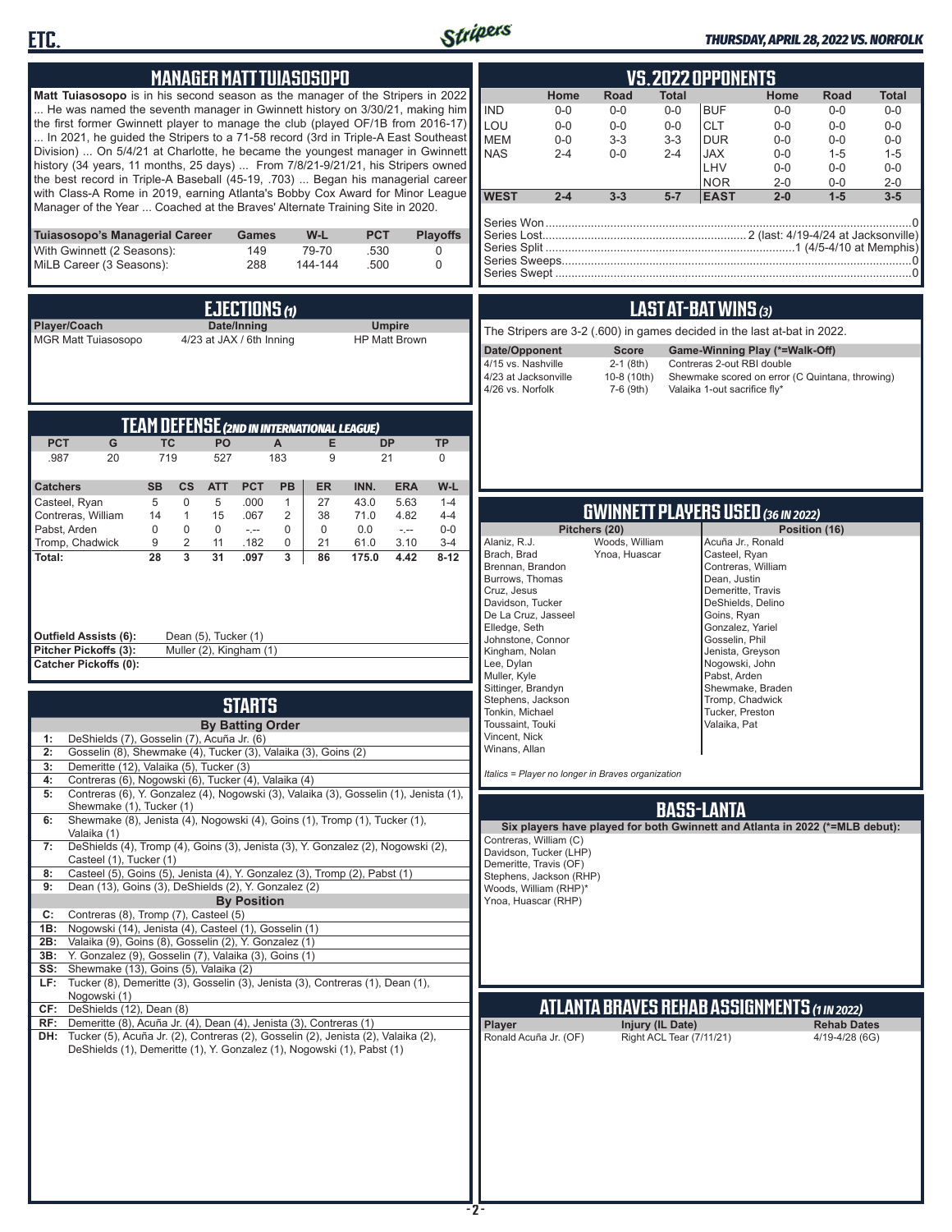## MANAGER MATT TUIASOSOPO

**Matt Tuiasosopo** is in his second season as the manager of the Stripers in 2022 ... He was named the seventh manager in Gwinnett history on 3/30/21, making him the first former Gwinnett player to manage the club (played OF/1B from 2016-17) ... In 2021, he guided the Stripers to a 71-58 record (3rd in Triple-A East Southeast Division) ... On 5/4/21 at Charlotte, he became the youngest manager in Gwinnett history (34 years, 11 months, 25 days) ... From 7/8/21-9/21/21, his Stripers owned the best record in Triple-A Baseball (45-19, .703) ... Began his managerial career with Class-A Rome in 2019, earning Atlanta's Bobby Cox Award for Minor League Manager of the Year ... Coached at the Braves' Alternate Training Site in 2020.

| Tuiasosopo's Managerial Career | Games | W-L | PCT | Playoffs |
|---|---|---|---|---|
| With Gwinnett (2 Seasons): | 149 | 79-70 | .530 | 0 |
| MiLB Career (3 Seasons): | 288 | 144-144 | .500 | 0 |

## EJECTIONS (1)

| Player/Coach | Date/Inning | Umpire |
|---|---|---|
| MGR Matt Tuiasosopo | 4/23 at JAX / 6th Inning | HP Matt Brown |

## TEAM DEFENSE (2ND IN INTERNATIONAL LEAGUE)

| PCT | G | TC | PO | A | E | DP | TP |
|---|---|---|---|---|---|---|---|
| .987 | 20 | 719 | 527 | 183 | 9 | 21 | 0 |

| Catchers | SB | CS | ATT | PCT | PB | ER | INN. | ERA | W-L |
|---|---|---|---|---|---|---|---|---|---|
| Casteel, Ryan | 5 | 0 | 5 | .000 | 1 | 27 | 43.0 | 5.63 | 1-4 |
| Contreras, William | 14 | 1 | 15 | .067 | 2 | 38 | 71.0 | 4.82 | 4-4 |
| Pabst, Arden | 0 | 0 | 0 | .--- | 0 | 0 | 0.0 | -.-- | 0-0 |
| Tromp, Chadwick | 9 | 2 | 11 | .182 | 0 | 21 | 61.0 | 3.10 | 3-4 |
| **Total:** | **28** | **3** | **31** | **.097** | **3** | **86** | **175.0** | **4.42** | **8-12** |

**Outfield Assists (6):** Dean (5), Tucker (1)
**Pitcher Pickoffs (3):** Muller (2), Kingham (1)
**Catcher Pickoffs (0):**

## STARTS

**By Batting Order**

| | |
|---|---|
| 1: | DeShields (7), Gosselin (7), Acuña Jr. (6) |
| 2: | Gosselin (8), Shewmake (4), Tucker (3), Valaika (3), Goins (2) |
| 3: | Demeritte (12), Valaika (5), Tucker (3) |
| 4: | Contreras (6), Nogowski (6), Tucker (4), Valaika (4) |
| 5: | Contreras (6), Y. Gonzalez (4), Nogowski (3), Valaika (3), Gosselin (1), Jenista (1), Shewmake (1), Tucker (1) |
| 6: | Shewmake (8), Jenista (4), Nogowski (4), Goins (1), Tromp (1), Tucker (1), Valaika (1) |
| 7: | DeShields (4), Tromp (4), Goins (3), Jenista (3), Y. Gonzalez (2), Nogowski (2), Casteel (1), Tucker (1) |
| 8: | Casteel (5), Goins (5), Jenista (4), Y. Gonzalez (3), Tromp (2), Pabst (1) |
| 9: | Dean (13), Goins (3), DeShields (2), Y. Gonzalez (2) |

**By Position**

| | |
|---|---|
| C: | Contreras (8), Tromp (7), Casteel (5) |
| 1B: | Nogowski (14), Jenista (4), Casteel (1), Gosselin (1) |
| 2B: | Valaika (9), Goins (8), Gosselin (2), Y. Gonzalez (1) |
| 3B: | Y. Gonzalez (9), Gosselin (7), Valaika (3), Goins (1) |
| SS: | Shewmake (13), Goins (5), Valaika (2) |
| LF: | Tucker (8), Demeritte (3), Gosselin (3), Jenista (3), Contreras (1), Dean (1), Nogowski (1) |
| CF: | DeShields (12), Dean (8) |
| RF: | Demeritte (8), Acuña Jr. (4), Dean (4), Jenista (3), Contreras (1) |
| DH: | Tucker (5), Acuña Jr. (2), Contreras (2), Gosselin (2), Jenista (2), Valaika (2), DeShields (1), Demeritte (1), Y. Gonzalez (1), Nogowski (1), Pabst (1) |

## VS. 2022 OPPONENTS

| | Home | Road | Total | | Home | Road | Total |
|---|---|---|---|---|---|---|---|
| IND | 0-0 | 0-0 | 0-0 | BUF | 0-0 | 0-0 | 0-0 |
| LOU | 0-0 | 0-0 | 0-0 | CLT | 0-0 | 0-0 | 0-0 |
| MEM | 0-0 | 3-3 | 3-3 | DUR | 0-0 | 0-0 | 0-0 |
| NAS | 2-4 | 0-0 | 2-4 | JAX | 0-0 | 1-5 | 1-5 |
| | | | | LHV | 0-0 | 0-0 | 0-0 |
| | | | | NOR | 2-0 | 0-0 | 2-0 |
| **WEST** | **2-4** | **3-3** | **5-7** | **EAST** | **2-0** | **1-5** | **3-5** |

Series Won: 0
Series Lost: 2 (last: 4/19-4/24 at Jacksonville)
Series Split: 1 (4/5-4/10 at Memphis)
Series Sweeps: 0
Series Swept: 0

## LAST AT-BAT WINS (3)

The Stripers are 3-2 (.600) in games decided in the last at-bat in 2022.

| Date/Opponent | Score | Game-Winning Play (*=Walk-Off) |
|---|---|---|
| 4/15 vs. Nashville | 2-1 (8th) | Contreras 2-out RBI double |
| 4/23 at Jacksonville | 10-8 (10th) | Shewmake scored on error (C Quintana, throwing) |
| 4/26 vs. Norfolk | 7-6 (9th) | Valaika 1-out sacrifice fly* |

## GWINNETT PLAYERS USED (36 IN 2022)

**Pitchers (20):** Alaniz, R.J.; Brach, Brad; Brennan, Brandon; Burrows, Thomas; Cruz, Jesus; Davidson, Tucker; De La Cruz, Jasseel; Elledge, Seth; Johnstone, Connor; Kingham, Nolan; Lee, Dylan; Muller, Kyle; Sittinger, Brandyn; Stephens, Jackson; Tonkin, Michael; Toussaint, Touki; Vincent, Nick; Winans, Allan; Woods, William; Ynoa, Huascar

**Position (16):** Acuña Jr., Ronald; Casteel, Ryan; Contreras, William; Dean, Justin; Demeritte, Travis; DeShields, Delino; Goins, Ryan; Gonzalez, Yariel; Gosselin, Phil; Jenista, Greyson; Nogowski, John; Pabst, Arden; Shewmake, Braden; Tromp, Chadwick; Tucker, Preston; Valaika, Pat

*Italics = Player no longer in Braves organization*

## BASS-LANTA

**Six players have played for both Gwinnett and Atlanta in 2022 (*=MLB debut):**

Contreras, William (C)
Davidson, Tucker (LHP)
Demeritte, Travis (OF)
Stephens, Jackson (RHP)
Woods, William (RHP)*
Ynoa, Huascar (RHP)

## ATLANTA BRAVES REHAB ASSIGNMENTS (1 IN 2022)

| Player | Injury (IL Date) | Rehab Dates |
|---|---|---|
| Ronald Acuña Jr. (OF) | Right ACL Tear (7/11/21) | 4/19-4/28 (6G) |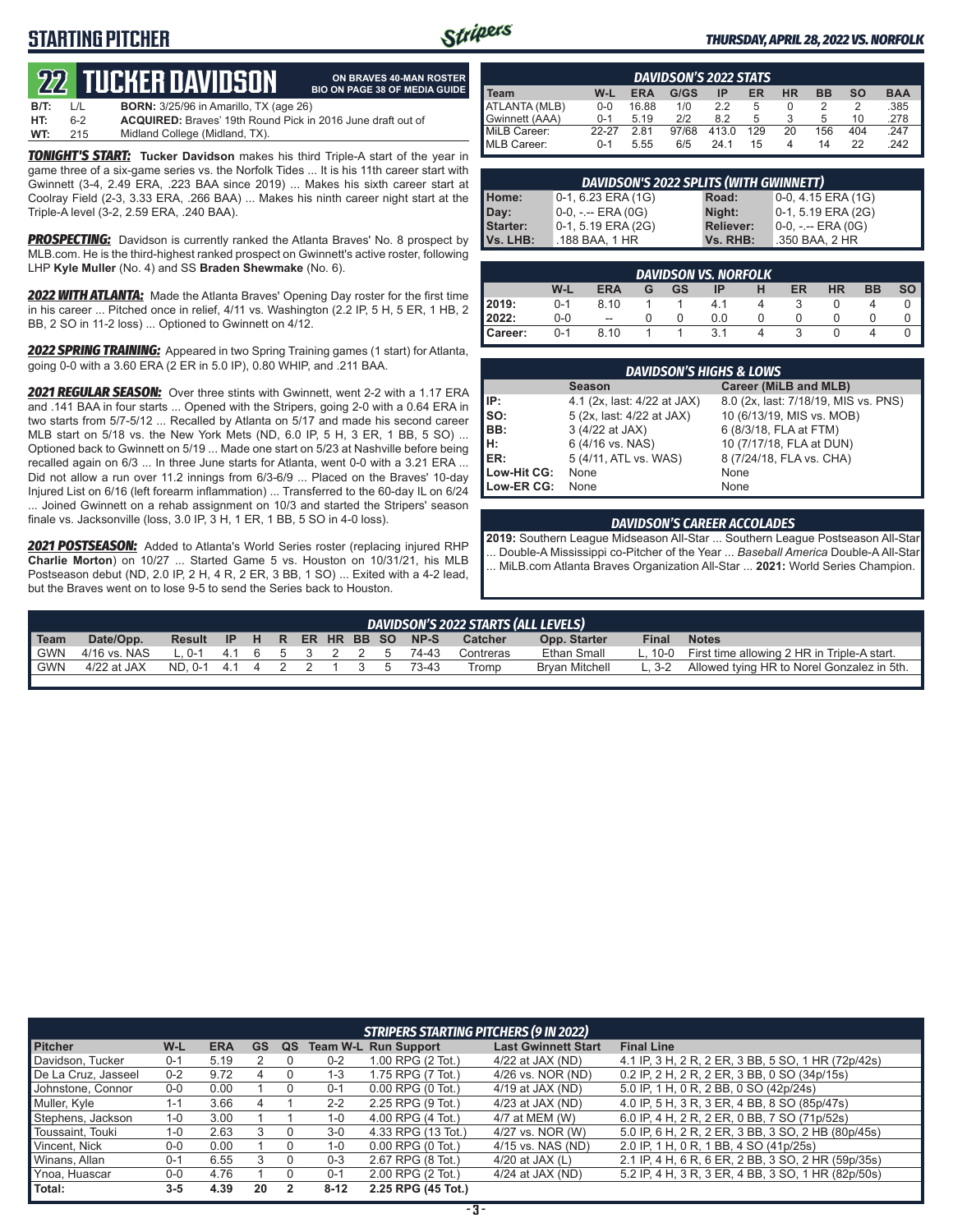# STARTING PITCHER

## 22 TUCKER DAVIDSON

**ON BRAVES 40-MAN ROSTER**
**BIO ON PAGE 38 OF MEDIA GUIDE**

**B/T:** L/L **BORN:** 3/25/96 in Amarillo, TX (age 26)
**HT:** 6-2 **ACQUIRED:** Braves' 19th Round Pick in 2016 June draft out of
**WT:** 215 Midland College (Midland, TX).

***TONIGHT'S START:*** **Tucker Davidson** makes his third Triple-A start of the year in game three of a six-game series vs. the Norfolk Tides ... It is his 11th career start with Gwinnett (3-4, 2.49 ERA, .223 BAA since 2019) ... Makes his sixth career start at Coolray Field (2-3, 3.33 ERA, .266 BAA) ... Makes his ninth career night start at the Triple-A level (3-2, 2.59 ERA, .240 BAA).

***PROSPECTING:*** Davidson is currently ranked the Atlanta Braves' No. 8 prospect by MLB.com. He is the third-highest ranked prospect on Gwinnett's active roster, following LHP **Kyle Muller** (No. 4) and SS **Braden Shewmake** (No. 6).

***2022 WITH ATLANTA:*** Made the Atlanta Braves' Opening Day roster for the first time in his career ... Pitched once in relief, 4/11 vs. Washington (2.2 IP, 5 H, 5 ER, 1 HB, 2 BB, 2 SO in 11-2 loss) ... Optioned to Gwinnett on 4/12.

***2022 SPRING TRAINING:*** Appeared in two Spring Training games (1 start) for Atlanta, going 0-0 with a 3.60 ERA (2 ER in 5.0 IP), 0.80 WHIP, and .211 BAA.

***2021 REGULAR SEASON:*** Over three stints with Gwinnett, went 2-2 with a 1.17 ERA and .141 BAA in four starts ... Opened with the Stripers, going 2-0 with a 0.64 ERA in two starts from 5/7-5/12 ... Recalled by Atlanta on 5/17 and made his second career MLB start on 5/18 vs. the New York Mets (ND, 6.0 IP, 5 H, 3 ER, 1 BB, 5 SO) ... Optioned back to Gwinnett on 5/19 ... Made one start on 5/23 at Nashville before being recalled again on 6/3 ... In three June starts for Atlanta, went 0-0 with a 3.21 ERA ... Did not allow a run over 11.2 innings from 6/3-6/9 ... Placed on the Braves' 10-day Injured List on 6/16 (left forearm inflammation) ... Transferred to the 60-day IL on 6/24 ... Joined Gwinnett on a rehab assignment on 10/3 and started the Stripers' season finale vs. Jacksonville (loss, 3.0 IP, 3 H, 1 ER, 1 BB, 5 SO in 4-0 loss).

***2021 POSTSEASON:*** Added to Atlanta's World Series roster (replacing injured RHP **Charlie Morton**) on 10/27 ... Started Game 5 vs. Houston on 10/31/21, his MLB Postseason debut (ND, 2.0 IP, 2 H, 4 R, 2 ER, 3 BB, 1 SO) ... Exited with a 4-2 lead, but the Braves went on to lose 9-5 to send the Series back to Houston.

### DAVIDSON'S 2022 STATS

| Team | W-L | ERA | G/GS | IP | ER | HR | BB | SO | BAA |
|---|---|---|---|---|---|---|---|---|---|
| ATLANTA (MLB) | 0-0 | 16.88 | 1/0 | 2.2 | 5 | 0 | 2 | 2 | .385 |
| Gwinnett (AAA) | 0-1 | 5.19 | 2/2 | 8.2 | 5 | 3 | 5 | 10 | .278 |
| MiLB Career: | 22-27 | 2.81 | 97/68 | 413.0 | 129 | 20 | 156 | 404 | .247 |
| MLB Career: | 0-1 | 5.55 | 6/5 | 24.1 | 15 | 4 | 14 | 22 | .242 |

### DAVIDSON'S 2022 SPLITS (WITH GWINNETT)

| | | | |
|---|---|---|---|
| Home: | 0-1, 6.23 ERA (1G) | Road: | 0-0, 4.15 ERA (1G) |
| Day: | 0-0, -.-- ERA (0G) | Night: | 0-1, 5.19 ERA (2G) |
| Starter: | 0-1, 5.19 ERA (2G) | Reliever: | 0-0, -.-- ERA (0G) |
| Vs. LHB: | .188 BAA, 1 HR | Vs. RHB: | .350 BAA, 2 HR |

### DAVIDSON VS. NORFOLK

| | W-L | ERA | G | GS | IP | H | ER | HR | BB | SO |
|---|---|---|---|---|---|---|---|---|---|---|
| 2019: | 0-1 | 8.10 | 1 | 1 | 4.1 | 4 | 3 | 0 | 4 | 0 |
| 2022: | 0-0 | -- | 0 | 0 | 0.0 | 0 | 0 | 0 | 0 | 0 |
| Career: | 0-1 | 8.10 | 1 | 1 | 3.1 | 4 | 3 | 0 | 4 | 0 |

### DAVIDSON'S HIGHS & LOWS

| | Season | Career (MiLB and MLB) |
|---|---|---|
| IP: | 4.1 (2x, last: 4/22 at JAX) | 8.0 (2x, last: 7/18/19, MIS vs. PNS) |
| SO: | 5 (2x, last: 4/22 at JAX) | 10 (6/13/19, MIS vs. MOB) |
| BB: | 3 (4/22 at JAX) | 6 (8/3/18, FLA at FTM) |
| H: | 6 (4/16 vs. NAS) | 10 (7/17/18, FLA at DUN) |
| ER: | 5 (4/11, ATL vs. WAS) | 8 (7/24/18, FLA vs. CHA) |
| Low-Hit CG: | None | None |
| Low-ER CG: | None | None |

### DAVIDSON'S CAREER ACCOLADES

**2019:** Southern League Midseason All-Star ... Southern League Postseason All-Star ... Double-A Mississippi co-Pitcher of the Year ... *Baseball America* Double-A All-Star ... MiLB.com Atlanta Braves Organization All-Star ... **2021:** World Series Champion.

### DAVIDSON'S 2022 STARTS (ALL LEVELS)

| Team | Date/Opp. | Result | IP | H | R | ER | HR | BB | SO | NP-S | Catcher | Opp. Starter | Final | Notes |
|---|---|---|---|---|---|---|---|---|---|---|---|---|---|---|
| GWN | 4/16 vs. NAS | L, 0-1 | 4.1 | 6 | 5 | 3 | 2 | 2 | 5 | 74-43 | Contreras | Ethan Small | L, 10-0 | First time allowing 2 HR in Triple-A start. |
| GWN | 4/22 at JAX | ND, 0-1 | 4.1 | 4 | 2 | 2 | 1 | 3 | 5 | 73-43 | Tromp | Bryan Mitchell | L, 3-2 | Allowed tying HR to Norel Gonzalez in 5th. |

### STRIPERS STARTING PITCHERS (9 IN 2022)

| Pitcher | W-L | ERA | GS | QS | Team W-L | Run Support | Last Gwinnett Start | Final Line |
|---|---|---|---|---|---|---|---|---|
| Davidson, Tucker | 0-1 | 5.19 | 2 | 0 | 0-2 | 1.00 RPG (2 Tot.) | 4/22 at JAX (ND) | 4.1 IP, 3 H, 2 R, 2 ER, 3 BB, 5 SO, 1 HR (72p/42s) |
| De La Cruz, Jasseel | 0-2 | 9.72 | 4 | 0 | 1-3 | 1.75 RPG (7 Tot.) | 4/26 vs. NOR (ND) | 0.2 IP, 2 H, 2 R, 2 ER, 3 BB, 0 SO (34p/15s) |
| Johnstone, Connor | 0-0 | 0.00 | 1 | 0 | 0-1 | 0.00 RPG (0 Tot.) | 4/19 at JAX (ND) | 5.0 IP, 1 H, 0 R, 2 BB, 0 SO (42p/24s) |
| Muller, Kyle | 1-1 | 3.66 | 4 | 1 | 2-2 | 2.25 RPG (9 Tot.) | 4/23 at JAX (ND) | 4.0 IP, 5 H, 3 R, 3 ER, 4 BB, 8 SO (85p/47s) |
| Stephens, Jackson | 1-0 | 3.00 | 1 | 1 | 1-0 | 4.00 RPG (4 Tot.) | 4/7 at MEM (W) | 6.0 IP, 4 H, 2 R, 2 ER, 0 BB, 7 SO (71p/52s) |
| Toussaint, Touki | 1-0 | 2.63 | 3 | 0 | 3-0 | 4.33 RPG (13 Tot.) | 4/27 vs. NOR (W) | 5.0 IP, 6 H, 2 R, 2 ER, 3 BB, 3 SO, 2 HB (80p/45s) |
| Vincent, Nick | 0-0 | 0.00 | 1 | 0 | 1-0 | 0.00 RPG (0 Tot.) | 4/15 vs. NAS (ND) | 2.0 IP, 1 H, 0 R, 1 BB, 4 SO (41p/25s) |
| Winans, Allan | 0-1 | 6.55 | 3 | 0 | 0-3 | 2.67 RPG (8 Tot.) | 4/20 at JAX (L) | 2.1 IP, 4 H, 6 R, 6 ER, 2 BB, 3 SO, 2 HR (59p/35s) |
| Ynoa, Huascar | 0-0 | 4.76 | 1 | 0 | 0-1 | 2.00 RPG (2 Tot.) | 4/24 at JAX (ND) | 5.2 IP, 4 H, 3 R, 3 ER, 4 BB, 3 SO, 1 HR (82p/50s) |
| **Total:** | **3-5** | **4.39** | **20** | **2** | **8-12** | **2.25 RPG (45 Tot.)** | | |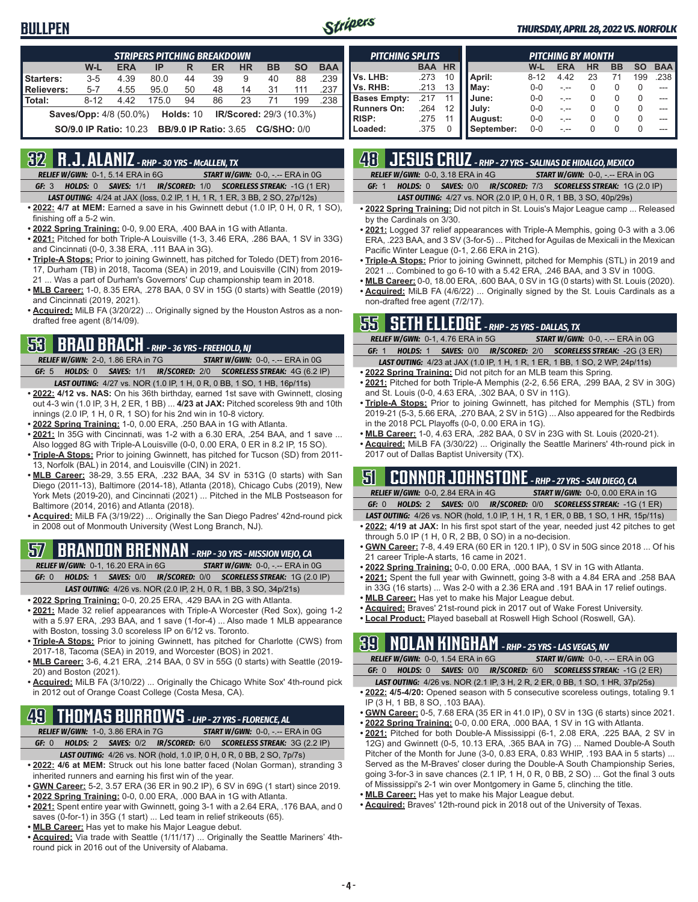# BULLPEN

### STRIPERS PITCHING BREAKDOWN

| | W-L | ERA | IP | R | ER | HR | BB | SO | BAA |
|---|---|---|---|---|---|---|---|---|---|
| Starters: | 3-5 | 4.39 | 80.0 | 44 | 39 | 9 | 40 | 88 | .239 |
| Relievers: | 5-7 | 4.55 | 95.0 | 50 | 48 | 14 | 31 | 111 | .237 |
| Total: | 8-12 | 4.42 | 175.0 | 94 | 86 | 23 | 71 | 199 | .238 |

**Saves/Opp:** 4/8 (50.0%) **Holds:** 10 **IR/Scored:** 29/3 (10.3%)

**SO/9.0 IP Ratio:** 10.23 **BB/9.0 IP Ratio:** 3.65 **CG/SHO:** 0/0

### PITCHING SPLITS

| | BAA | HR |
|---|---|---|
| Vs. LHB: | .273 | 10 |
| Vs. RHB: | .213 | 13 |
| Bases Empty: | .217 | 11 |
| Runners On: | .264 | 12 |
| RISP: | .275 | 11 |
| Loaded: | .375 | 0 |

### PITCHING BY MONTH

| | W-L | ERA | HR | BB | SO | BAA |
|---|---|---|---|---|---|---|
| April: | 8-12 | 4.42 | 23 | 71 | 199 | .238 |
| May: | 0-0 | -.-- | 0 | 0 | 0 | --- |
| June: | 0-0 | -.-- | 0 | 0 | 0 | --- |
| July: | 0-0 | -.-- | 0 | 0 | 0 | --- |
| August: | 0-0 | -.-- | 0 | 0 | 0 | --- |
| September: | 0-0 | -.-- | 0 | 0 | 0 | --- |

## 32 R.J. ALANIZ - RHP - 30 YRS - McALLEN, TX

*RELIEF W/GWN:* 0-1, 5.14 ERA in 6G *START W/GWN:* 0-0, -.-- ERA in 0G

*GF:* 3 *HOLDS:* 0 *SAVES:* 1/1 *IR/SCORED:* 1/0 *SCORELESS STREAK:* -1G (1 ER)

*LAST OUTING:* 4/24 at JAX (loss, 0.2 IP, 1 H, 1 R, 1 ER, 3 BB, 2 SO, 27p/12s)

- **2022:** 4/7 at MEM: Earned a save in his Gwinnett debut (1.0 IP, 0 H, 0 R, 1 SO), finishing off a 5-2 win.
- **2022 Spring Training:** 0-0, 9.00 ERA, .400 BAA in 1G with Atlanta.
- **2021:** Pitched for both Triple-A Louisville (1-3, 3.46 ERA, .286 BAA, 1 SV in 33G) and Cincinnati (0-0, 3.38 ERA, .111 BAA in 3G).
- **Triple-A Stops:** Prior to joining Gwinnett, has pitched for Toledo (DET) from 2016-17, Durham (TB) in 2018, Tacoma (SEA) in 2019, and Louisville (CIN) from 2019-21 ... Was a part of Durham's Governors' Cup championship team in 2018.
- **MLB Career:** 1-0, 8.35 ERA, .278 BAA, 0 SV in 15G (0 starts) with Seattle (2019) and Cincinnati (2019, 2021).
- **Acquired:** MiLB FA (3/20/22) ... Originally signed by the Houston Astros as a non-drafted free agent (8/14/09).

## 53 BRAD BRACH - RHP - 36 YRS - FREEHOLD, NJ

*RELIEF W/GWN:* 2-0, 1.86 ERA in 7G *START W/GWN:* 0-0, -.-- ERA in 0G

*GF:* 5 *HOLDS:* 0 *SAVES:* 1/1 *IR/SCORED:* 2/0 *SCORELESS STREAK:* 4G (6.2 IP)

*LAST OUTING:* 4/27 vs. NOR (1.0 IP, 1 H, 0 R, 0 BB, 1 SO, 1 HB, 16p/11s)

- **2022:** 4/12 vs. NAS: On his 36th birthday, earned 1st save with Gwinnett, closing out 4-3 win (1.0 IP, 3 H, 2 ER, 1 BB) ... **4/23 at JAX:** Pitched scoreless 9th and 10th innings (2.0 IP, 1 H, 0 R, 1 SO) for his 2nd win in 10-8 victory.
- **2022 Spring Training:** 1-0, 0.00 ERA, .250 BAA in 1G with Atlanta.
- **2021:** In 35G with Cincinnati, was 1-2 with a 6.30 ERA, .254 BAA, and 1 save ... Also logged 8G with Triple-A Louisville (0-0, 0.00 ERA, 0 ER in 8.2 IP, 15 SO).
- **Triple-A Stops:** Prior to joining Gwinnett, has pitched for Tucson (SD) from 2011-13, Norfolk (BAL) in 2014, and Louisville (CIN) in 2021.
- **MLB Career:** 38-29, 3.55 ERA, .232 BAA, 34 SV in 531G (0 starts) with San Diego (2011-13), Baltimore (2014-18), Atlanta (2018), Chicago Cubs (2019), New York Mets (2019-20), and Cincinnati (2021) ... Pitched in the MLB Postseason for Baltimore (2014, 2016) and Atlanta (2018).
- **Acquired:** MiLB FA (3/19/22) ... Originally the San Diego Padres' 42nd-round pick in 2008 out of Monmouth University (West Long Branch, NJ).

## 57 BRANDON BRENNAN - RHP - 30 YRS - MISSION VIEJO, CA

*RELIEF W/GWN:* 0-1, 16.20 ERA in 6G *START W/GWN:* 0-0, -.-- ERA in 0G

*GF:* 0 *HOLDS:* 1 *SAVES:* 0/0 *IR/SCORED:* 0/0 *SCORELESS STREAK:* 1G (2.0 IP)

*LAST OUTING:* 4/26 vs. NOR (2.0 IP, 2 H, 0 R, 1 BB, 3 SO, 34p/21s)

- **2022 Spring Training:** 0-0, 20.25 ERA, .429 BAA in 2G with Atlanta.
- **2021:** Made 32 relief appearances with Triple-A Worcester (Red Sox), going 1-2 with a 5.97 ERA, .293 BAA, and 1 save (1-for-4) ... Also made 1 MLB appearance with Boston, tossing 3.0 scoreless IP on 6/12 vs. Toronto.
- **Triple-A Stops:** Prior to joining Gwinnett, has pitched for Charlotte (CWS) from 2017-18, Tacoma (SEA) in 2019, and Worcester (BOS) in 2021.
- **MLB Career:** 3-6, 4.21 ERA, .214 BAA, 0 SV in 55G (0 starts) with Seattle (2019-20) and Boston (2021).
- **Acquired:** MiLB FA (3/10/22) ... Originally the Chicago White Sox' 4th-round pick in 2012 out of Orange Coast College (Costa Mesa, CA).

## 49 THOMAS BURROWS - LHP - 27 YRS - FLORENCE, AL

*RELIEF W/GWN:* 1-0, 3.86 ERA in 7G *START W/GWN:* 0-0, -.-- ERA in 0G

*GF:* 0 *HOLDS:* 2 *SAVES:* 0/2 *IR/SCORED:* 6/0 *SCORELESS STREAK:* 3G (2.2 IP)

*LAST OUTING:* 4/26 vs. NOR (hold, 1.0 IP, 0 H, 0 R, 0 BB, 2 SO, 7p/7s)

- **2022:** 4/6 at MEM: Struck out his lone batter faced (Nolan Gorman), stranding 3 inherited runners and earning his first win of the year.
- **GWN Career:** 5-2, 3.57 ERA (36 ER in 90.2 IP), 6 SV in 69G (1 start) since 2019.
- **2022 Spring Training:** 0-0, 0.00 ERA, .000 BAA in 1G with Atlanta.
- **2021:** Spent entire year with Gwinnett, going 3-1 with a 2.64 ERA, .176 BAA, and 0 saves (0-for-1) in 35G (1 start) ... Led team in relief strikeouts (65).
- **MLB Career:** Has yet to make his Major League debut.
- **Acquired:** Via trade with Seattle (1/11/17) ... Originally the Seattle Mariners' 4th-round pick in 2016 out of the University of Alabama.

## 48 JESUS CRUZ - RHP - 27 YRS - SALINAS DE HIDALGO, MEXICO

*RELIEF W/GWN:* 0-0, 3.18 ERA in 4G *START W/GWN:* 0-0, -.-- ERA in 0G

*GF:* 1 *HOLDS:* 0 *SAVES:* 0/0 *IR/SCORED:* 7/3 *SCORELESS STREAK:* 1G (2.0 IP)

*LAST OUTING:* 4/27 vs. NOR (2.0 IP, 0 H, 0 R, 1 BB, 3 SO, 40p/29s)

- **2022 Spring Training:** Did not pitch in St. Louis's Major League camp ... Released by the Cardinals on 3/30.
- **2021:** Logged 37 relief appearances with Triple-A Memphis, going 0-3 with a 3.06 ERA, .223 BAA, and 3 SV (3-for-5) ... Pitched for Aguilas de Mexicali in the Mexican Pacific Winter League (0-1, 2.66 ERA in 21G).
- **Triple-A Stops:** Prior to joining Gwinnett, pitched for Memphis (STL) in 2019 and 2021 ... Combined to go 6-10 with a 5.42 ERA, .246 BAA, and 3 SV in 100G.
- **MLB Career:** 0-0, 18.00 ERA, .600 BAA, 0 SV in 1G (0 starts) with St. Louis (2020).
- **Acquired:** MiLB FA (4/6/22) ... Originally signed by the St. Louis Cardinals as a non-drafted free agent (7/2/17).

## 55 SETH ELLEDGE - RHP - 25 YRS - DALLAS, TX

*RELIEF W/GWN:* 0-1, 4.76 ERA in 5G *START W/GWN:* 0-0, -.-- ERA in 0G

*GF:* 1 *HOLDS:* 1 *SAVES:* 0/0 *IR/SCORED:* 2/0 *SCORELESS STREAK:* -2G (3 ER)

*LAST OUTING:* 4/23 at JAX (1.0 IP, 1 H, 1 R, 1 ER, 1 BB, 1 SO, 2 WP, 24p/11s)

- **2022 Spring Training:** Did not pitch for an MLB team this Spring.
- **2021:** Pitched for both Triple-A Memphis (2-2, 6.56 ERA, .299 BAA, 2 SV in 30G) and St. Louis (0-0, 4.63 ERA, .302 BAA, 0 SV in 11G).
- **Triple-A Stops:** Prior to joining Gwinnett, has pitched for Memphis (STL) from 2019-21 (5-3, 5.66 ERA, .270 BAA, 2 SV in 51G) ... Also appeared for the Redbirds in the 2018 PCL Playoffs (0-0, 0.00 ERA in 1G).
- **MLB Career:** 1-0, 4.63 ERA, .282 BAA, 0 SV in 23G with St. Louis (2020-21).
- **Acquired:** MiLB FA (3/30/22) ... Originally the Seattle Mariners' 4th-round pick in 2017 out of Dallas Baptist University (TX).

## 51 CONNOR JOHNSTONE - RHP - 27 YRS - SAN DIEGO, CA

*RELIEF W/GWN:* 0-0, 2.84 ERA in 4G *START W/GWN:* 0-0, 0.00 ERA in 1G

*GF:* 0 *HOLDS:* 2 *SAVES:* 0/0 *IR/SCORED:* 0/0 *SCORELESS STREAK:* -1G (1 ER)

*LAST OUTING:* 4/26 vs. NOR (hold, 1.0 IP, 1 H, 1 R, 1 ER, 0 BB, 1 SO, 1 HR, 15p/11s)

- **2022:** 4/19 at JAX: In his first spot start of the year, needed just 42 pitches to get through 5.0 IP (1 H, 0 R, 2 BB, 0 SO) in a no-decision.
- **GWN Career:** 7-8, 4.49 ERA (60 ER in 120.1 IP), 0 SV in 50G since 2018 ... Of his 21 career Triple-A starts, 16 came in 2021.
- **2022 Spring Training:** 0-0, 0.00 ERA, .000 BAA, 1 SV in 1G with Atlanta.
- **2021:** Spent the full year with Gwinnett, going 3-8 with a 4.84 ERA and .258 BAA in 33G (16 starts) ... Was 2-0 with a 2.36 ERA and .191 BAA in 17 relief outings.
- **MLB Career:** Has yet to make his Major League debut.
- **Acquired:** Braves' 21st-round pick in 2017 out of Wake Forest University.
- **Local Product:** Played baseball at Roswell High School (Roswell, GA).

## 39 NOLAN KINGHAM - RHP - 25 YRS - LAS VEGAS, NV

*RELIEF W/GWN:* 0-0, 1.54 ERA in 6G *START W/GWN:* 0-0, -.-- ERA in 0G

*GF:* 0 *HOLDS:* 0 *SAVES:* 0/0 *IR/SCORED:* 6/0 *SCORELESS STREAK:* -1G (2 ER)

*LAST OUTING:* 4/26 vs. NOR (2.1 IP, 3 H, 2 R, 2 ER, 0 BB, 1 SO, 1 HR, 37p/25s)

- **2022:** 4/5-4/20: Opened season with 5 consecutive scoreless outings, totaling 9.1 IP (3 H, 1 BB, 8 SO, .103 BAA).
- **GWN Career:** 0-5, 7.68 ERA (35 ER in 41.0 IP), 0 SV in 13G (6 starts) since 2021.
- **2022 Spring Training:** 0-0, 0.00 ERA, .000 BAA, 1 SV in 1G with Atlanta.
- **2021:** Pitched for both Double-A Mississippi (6-1, 2.08 ERA, .225 BAA, 2 SV in 12G) and Gwinnett (0-5, 10.13 ERA, .365 BAA in 7G) ... Named Double-A South Pitcher of the Month for June (3-0, 0.83 ERA, 0.83 WHIP, .193 BAA in 5 starts) ... Served as the M-Braves' closer during the Double-A South Championship Series, going 3-for-3 in save chances (2.1 IP, 1 H, 0 R, 0 BB, 2 SO) ... Got the final 3 outs of Mississippi's 2-1 win over Montgomery in Game 5, clinching the title.
- **MLB Career:** Has yet to make his Major League debut.
- **Acquired:** Braves' 12th-round pick in 2018 out of the University of Texas.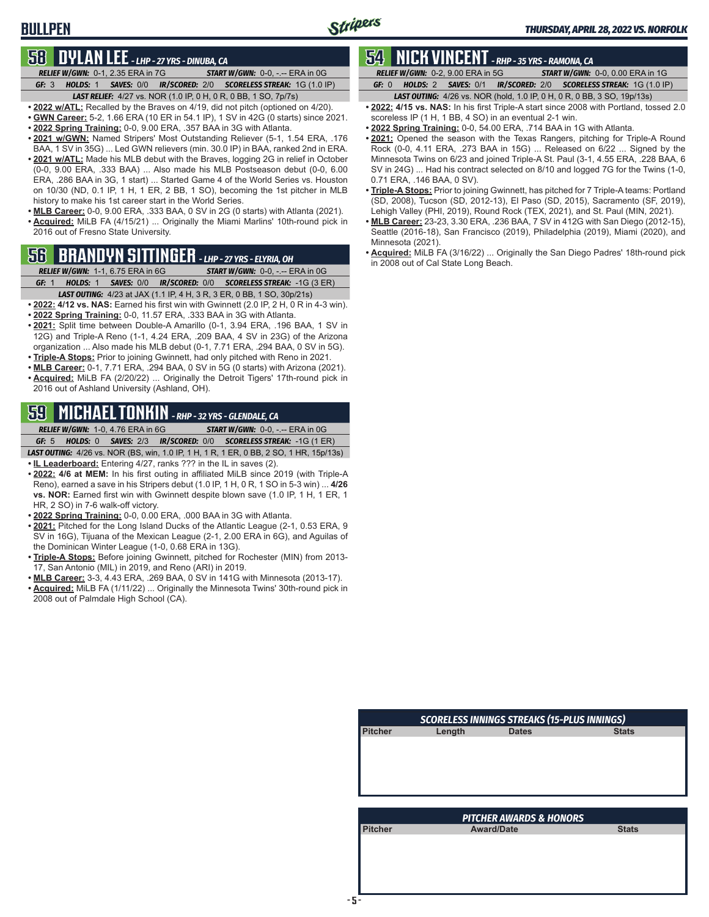# BULLPEN

*THURSDAY, APRIL 28, 2022 VS. NORFOLK*

## 58 DYLAN LEE - LHP - 27 YRS - DINUBA, CA

**RELIEF W/GWN:** 0-1, 2.35 ERA in 7G **START W/GWN:** 0-0, -.-- ERA in 0G
**GF:** 3 **HOLDS:** 1 **SAVES:** 0/0 **IR/SCORED:** 2/0 **SCORELESS STREAK:** 1G (1.0 IP)
**LAST RELIEF:** 4/27 vs. NOR (1.0 IP, 0 H, 0 R, 0 BB, 1 SO, 7p/7s)

- **2022 w/ATL:** Recalled by the Braves on 4/19, did not pitch (optioned on 4/20).
- **GWN Career:** 5-2, 1.66 ERA (10 ER in 54.1 IP), 1 SV in 42G (0 starts) since 2021.
- **2022 Spring Training:** 0-0, 9.00 ERA, .357 BAA in 3G with Atlanta.
- **2021 w/GWN:** Named Stripers' Most Outstanding Reliever (5-1, 1.54 ERA, .176 BAA, 1 SV in 35G) ... Led GWN relievers (min. 30.0 IP) in BAA, ranked 2nd in ERA.
- **2021 w/ATL:** Made his MLB debut with the Braves, logging 2G in relief in October (0-0, 9.00 ERA, .333 BAA) ... Also made his MLB Postseason debut (0-0, 6.00 ERA, .286 BAA in 3G, 1 start) ... Started Game 4 of the World Series vs. Houston on 10/30 (ND, 0.1 IP, 1 H, 1 ER, 2 BB, 1 SO), becoming the 1st pitcher in MLB history to make his 1st career start in the World Series.
- **MLB Career:** 0-0, 9.00 ERA, .333 BAA, 0 SV in 2G (0 starts) with Atlanta (2021).
- **Acquired:** MiLB FA (4/15/21) ... Originally the Miami Marlins' 10th-round pick in 2016 out of Fresno State University.

## 56 BRANDYN SITTINGER - LHP - 27 YRS - ELYRIA, OH

**RELIEF W/GWN:** 1-1, 6.75 ERA in 6G **START W/GWN:** 0-0, -.-- ERA in 0G
**GF:** 1 **HOLDS:** 1 **SAVES:** 0/0 **IR/SCORED:** 0/0 **SCORELESS STREAK:** -1G (3 ER)
**LAST OUTING:** 4/23 at JAX (1.1 IP, 4 H, 3 R, 3 ER, 0 BB, 1 SO, 30p/21s)

- **2022: 4/12 vs. NAS:** Earned his first win with Gwinnett (2.0 IP, 2 H, 0 R in 4-3 win).
- **2022 Spring Training:** 0-0, 11.57 ERA, .333 BAA in 3G with Atlanta.
- **2021:** Split time between Double-A Amarillo (0-1, 3.94 ERA, .196 BAA, 1 SV in 12G) and Triple-A Reno (1-1, 4.24 ERA, .209 BAA, 4 SV in 23G) of the Arizona organization ... Also made his MLB debut (0-1, 7.71 ERA, .294 BAA, 0 SV in 5G).
- **Triple-A Stops:** Prior to joining Gwinnett, had only pitched with Reno in 2021.
- **MLB Career:** 0-1, 7.71 ERA, .294 BAA, 0 SV in 5G (0 starts) with Arizona (2021).
- **Acquired:** MiLB FA (2/20/22) ... Originally the Detroit Tigers' 17th-round pick in 2016 out of Ashland University (Ashland, OH).

## 59 MICHAEL TONKIN - RHP - 32 YRS - GLENDALE, CA

**RELIEF W/GWN:** 1-0, 4.76 ERA in 6G **START W/GWN:** 0-0, -.-- ERA in 0G
**GF:** 5 **HOLDS:** 0 **SAVES:** 2/3 **IR/SCORED:** 0/0 **SCORELESS STREAK:** -1G (1 ER)
**LAST OUTING:** 4/26 vs. NOR (BS, win, 1.0 IP, 1 H, 1 R, 1 ER, 0 BB, 2 SO, 1 HR, 15p/13s)

- **IL Leaderboard:** Entering 4/27, ranks ??? in the IL in saves (2).
- **2022: 4/6 at MEM:** In his first outing in affiliated MiLB since 2019 (with Triple-A Reno), earned a save in his Stripers debut (1.0 IP, 1 H, 0 R, 1 SO in 5-3 win) ... **4/26 vs. NOR:** Earned first win with Gwinnett despite blown save (1.0 IP, 1 H, 1 ER, 1 HR, 2 SO) in 7-6 walk-off victory.
- **2022 Spring Training:** 0-0, 0.00 ERA, .000 BAA in 3G with Atlanta.
- **2021:** Pitched for the Long Island Ducks of the Atlantic League (2-1, 0.53 ERA, 9 SV in 16G), Tijuana of the Mexican League (2-1, 2.00 ERA in 6G), and Aguilas of the Dominican Winter League (1-0, 0.68 ERA in 13G).
- **Triple-A Stops:** Before joining Gwinnett, pitched for Rochester (MIN) from 2013-17, San Antonio (MIL) in 2019, and Reno (ARI) in 2019.
- **MLB Career:** 3-3, 4.43 ERA, .269 BAA, 0 SV in 141G with Minnesota (2013-17).
- **Acquired:** MiLB FA (1/11/22) ... Originally the Minnesota Twins' 30th-round pick in 2008 out of Palmdale High School (CA).

## 54 NICK VINCENT - RHP - 35 YRS - RAMONA, CA

**RELIEF W/GWN:** 0-2, 9.00 ERA in 5G **START W/GWN:** 0-0, 0.00 ERA in 1G
**GF:** 0 **HOLDS:** 2 **SAVES:** 0/1 **IR/SCORED:** 2/0 **SCORELESS STREAK:** 1G (1.0 IP)
**LAST OUTING:** 4/26 vs. NOR (hold, 1.0 IP, 0 H, 0 R, 0 BB, 3 SO, 19p/13s)

- **2022: 4/15 vs. NAS:** In his first Triple-A start since 2008 with Portland, tossed 2.0 scoreless IP (1 H, 1 BB, 4 SO) in an eventual 2-1 win.
- **2022 Spring Training:** 0-0, 54.00 ERA, .714 BAA in 1G with Atlanta.
- **2021:** Opened the season with the Texas Rangers, pitching for Triple-A Round Rock (0-0, 4.11 ERA, .273 BAA in 15G) ... Released on 6/22 ... Signed by the Minnesota Twins on 6/23 and joined Triple-A St. Paul (3-1, 4.55 ERA, .228 BAA, 6 SV in 24G) ... Had his contract selected on 8/10 and logged 7G for the Twins (1-0, 0.71 ERA, .146 BAA, 0 SV).
- **Triple-A Stops:** Prior to joining Gwinnett, has pitched for 7 Triple-A teams: Portland (SD, 2008), Tucson (SD, 2012-13), El Paso (SD, 2015), Sacramento (SF, 2019), Lehigh Valley (PHI, 2019), Round Rock (TEX, 2021), and St. Paul (MIN, 2021).
- **MLB Career:** 23-23, 3.30 ERA, .236 BAA, 7 SV in 412G with San Diego (2012-15), Seattle (2016-18), San Francisco (2019), Philadelphia (2019), Miami (2020), and Minnesota (2021).
- **Acquired:** MiLB FA (3/16/22) ... Originally the San Diego Padres' 18th-round pick in 2008 out of Cal State Long Beach.

### SCORELESS INNINGS STREAKS (15-PLUS INNINGS)

| Pitcher | Length | Dates | Stats |
|---|---|---|---|
| | | | |

### PITCHER AWARDS & HONORS

| Pitcher | Award/Date | Stats |
|---|---|---|
| | | |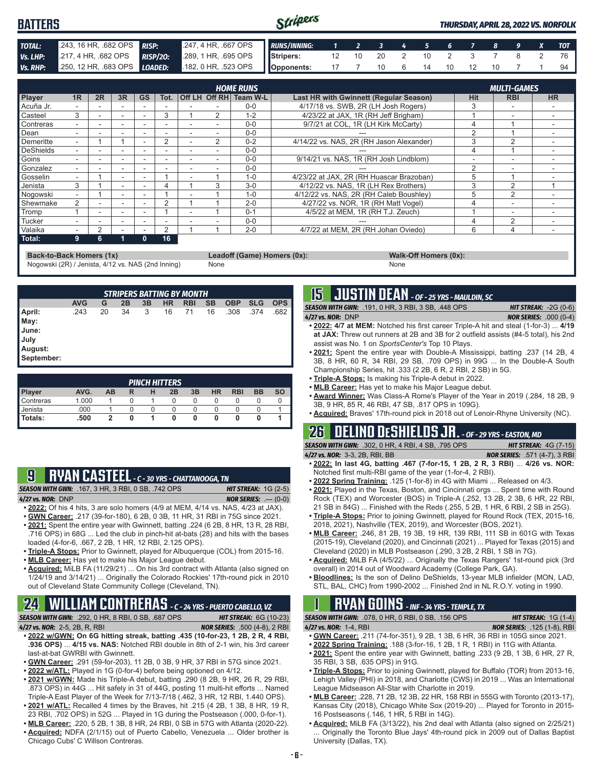## BATTERS

*THURSDAY, APRIL 28, 2022 VS. NORFOLK*

| | | | |
|---|---|---|---|
| **TOTAL:** | .243, 16 HR, .682 OPS | **RISP:** | .247, 4 HR, .667 OPS |
| **Vs. LHP:** | .217, 4 HR, .682 OPS | **RISP/2O:** | .289, 1 HR, .695 OPS |
| **Vs. RHP:** | .250, 12 HR, .683 OPS | **LOADED:** | .182, 0 HR, .523 OPS |

| RUNS/INNING: | 1 | 2 | 3 | 4 | 5 | 6 | 7 | 8 | 9 | X | TOT |
|---|---|---|---|---|---|---|---|---|---|---|---|
| Stripers: | 12 | 10 | 20 | 2 | 10 | 2 | 3 | 7 | 8 | 2 | 76 |
| Opponents: | 17 | 7 | 10 | 6 | 14 | 10 | 12 | 10 | 7 | 1 | 94 |

| Player | 1R | 2R | 3R | GS | Tot. | Off LH | Off RH | Team W-L | Last HR with Gwinnett (Regular Season) | Hit | RBI | HR |
|---|---|---|---|---|---|---|---|---|---|---|---|---|
| | *HOME RUNS* | | | | | | | | | *MULTI-GAMES* | | |
| Acuña Jr. | - | - | - | - | - | - | - | 0-0 | 4/17/18 vs. SWB, 2R (LH Josh Rogers) | 3 | - | - |
| Casteel | 3 | - | - | - | 3 | 1 | 2 | 1-2 | 4/23/22 at JAX, 1R (RH Jeff Brigham) | 1 | - | - |
| Contreras | - | - | - | - | - | - | - | 0-0 | 9/7/21 at COL, 1R (LH Kirk McCarty) | 4 | 1 | - |
| Dean | - | - | - | - | - | - | - | 0-0 | --- | 2 | 1 | - |
| Demeritte | - | 1 | 1 | - | 2 | - | 2 | 0-2 | 4/14/22 vs. NAS, 2R (RH Jason Alexander) | 3 | 2 | - |
| DeShields | - | - | - | - | - | - | - | 0-0 | --- | 4 | 1 | - |
| Goins | - | - | - | - | - | - | - | 0-0 | 9/14/21 vs. NAS, 1R (RH Josh Lindblom) | - | - | - |
| Gonzalez | - | - | - | - | - | - | - | 0-0 | --- | 2 | - | - |
| Gosselin | - | 1 | - | - | 1 | - | 1 | 1-0 | 4/23/22 at JAX, 2R (RH Huascar Brazoban) | 5 | 1 | - |
| Jenista | 3 | 1 | - | - | 4 | 1 | 3 | 3-0 | 4/12/22 vs. NAS, 1R (LH Rex Brothers) | 3 | 2 | 1 |
| Nogowski | - | 1 | - | - | 1 | - | 1 | 1-0 | 4/12/22 vs. NAS, 2R (RH Caleb Boushley) | 5 | 2 | - |
| Shewmake | 2 | - | - | - | 2 | 1 | 1 | 2-0 | 4/27/22 vs. NOR, 1R (RH Matt Vogel) | 4 | - | - |
| Tromp | 1 | - | - | - | 1 | - | 1 | 0-1 | 4/5/22 at MEM, 1R (RH T.J. Zeuch) | 1 | - | - |
| Tucker | - | - | - | - | - | - | - | 0-0 | --- | 4 | 2 | - |
| Valaika | - | 2 | - | - | 2 | 1 | 1 | 2-0 | 4/7/22 at MEM, 2R (RH Johan Oviedo) | 6 | 4 | - |
| **Total:** | **9** | **6** | **1** | **0** | **16** | | | | | | | |

**Back-to-Back Homers (1x)**
Nogowski (2R) / Jenista, 4/12 vs. NAS (2nd Inning)

**Leadoff (Game) Homers (0x):**
None

**Walk-Off Homers (0x):**
None

| *STRIPERS BATTING BY MONTH* | AVG | G | 2B | 3B | HR | RBI | SB | OBP | SLG | OPS |
|---|---|---|---|---|---|---|---|---|---|---|
| April: | .243 | 20 | 34 | 3 | 16 | 71 | 16 | .308 | .374 | .682 |
| May: | | | | | | | | | | |
| June: | | | | | | | | | | |
| July | | | | | | | | | | |
| August: | | | | | | | | | | |
| September: | | | | | | | | | | |

| *PINCH HITTERS* Player | AVG. | AB | R | H | 2B | 3B | HR | RBI | BB | SO |
|---|---|---|---|---|---|---|---|---|---|---|
| Contreras | 1.000 | 1 | 0 | 1 | 0 | 0 | 0 | 0 | 0 | 0 |
| Jenista | .000 | 1 | 0 | 0 | 0 | 0 | 0 | 0 | 0 | 1 |
| **Totals:** | **.500** | **2** | **0** | **1** | **0** | **0** | **0** | **0** | **0** | **1** |

## 9 RYAN CASTEEL - C - 30 YRS - CHATTANOOGA, TN

**SEASON WITH GWN:** .167, 3 HR, 3 RBI, 0 SB, .742 OPS — **HIT STREAK:** 1G (2-5)
**4/27 vs. NOR:** DNP — **NOR SERIES:** .--- (0-0)

- **2022:** Of his 4 hits, 3 are solo homers (4/9 at MEM, 4/14 vs. NAS, 4/23 at JAX).
- **GWN Career:** .217 (39-for-180), 6 2B, 0 3B, 11 HR, 31 RBI in 75G since 2021.
- **2021:** Spent the entire year with Gwinnett, batting .224 (6 2B, 8 HR, 13 R, 28 RBI, .716 OPS) in 68G ... Led the club in pinch-hit at-bats (28) and hits with the bases loaded (4-for-6, .667, 2 2B, 1 HR, 12 RBI, 2.125 OPS).
- **Triple-A Stops:** Prior to Gwinnett, played for Albuquerque (COL) from 2015-16.
- **MLB Career:** Has yet to make his Major League debut.
- **Acquired:** MiLB FA (11/29/21) ... On his 3rd contract with Atlanta (also signed on 1/24/19 and 3/14/21) ... Originally the Colorado Rockies' 17th-round pick in 2010 out of Cleveland State Community College (Cleveland, TN).

## 24 WILLIAM CONTRERAS - C - 24 YRS - PUERTO CABELLO, VZ

**SEASON WITH GWN:** .292, 0 HR, 8 RBI, 0 SB, .687 OPS — **HIT STREAK:** 6G (10-23)
**4/27 vs. NOR:** 2-5, 2B, R, RBI — **NOR SERIES:** .500 (4-8), 2 RBI

- **2022 w/GWN: On 6G hitting streak, batting .435 (10-for-23, 1 2B, 2 R, 4 RBI, .936 OPS)** ... **4/15 vs. NAS:** Notched RBI double in 8th of 2-1 win, his 3rd career last-at-bat GWRBI with Gwinnett.
- **GWN Career:** .291 (59-for-203), 11 2B, 0 3B, 9 HR, 37 RBI in 57G since 2021.
- **2022 w/ATL:** Played in 1G (0-for-4) before being optioned on 4/12.
- **2021 w/GWN:** Made his Triple-A debut, batting .290 (8 2B, 9 HR, 26 R, 29 RBI, .873 OPS) in 44G ... Hit safely in 31 of 44G, posting 11 multi-hit efforts ... Named Triple-A East Player of the Week for 7/13-7/18 (.462, 3 HR, 12 RBI, 1.440 OPS).
- **2021 w/ATL:** Recalled 4 times by the Braves, hit .215 (4 2B, 1 3B, 8 HR, 19 R, 23 RBI, .702 OPS) in 52G ... Played in 1G during the Postseason (.000, 0-for-1).
- **MLB Career:** .220, 5 2B, 1 3B, 8 HR, 24 RBI, 0 SB in 57G with Atlanta (2020-22).
- **Acquired:** NDFA (2/1/15) out of Puerto Cabello, Venezuela ... Older brother is Chicago Cubs' C Willson Contreras.

## 15 JUSTIN DEAN - OF - 25 YRS - MAULDIN, SC

**SEASON WITH GWN:** .191, 0 HR, 3 RBI, 3 SB, .448 OPS — **HIT STREAK:** -2G (0-6)
**4/27 vs. NOR:** DNP — **NOR SERIES:** .000 (0-4)

- **2022: 4/7 at MEM:** Notched his first career Triple-A hit and steal (1-for-3) ... **4/19 at JAX:** Threw out runners at 2B and 3B for 2 outfield assists (#4-5 total), his 2nd assist was No. 1 on *SportsCenter's* Top 10 Plays.
- **2021:** Spent the entire year with Double-A Mississippi, batting .237 (14 2B, 4 3B, 8 HR, 60 R, 34 RBI, 29 SB, .709 OPS) in 99G ... In the Double-A South Championship Series, hit .333 (2 2B, 6 R, 2 RBI, 2 SB) in 5G.
- **Triple-A Stops:** Is making his Triple-A debut in 2022.
- **MLB Career:** Has yet to make his Major League debut.
- **Award Winner:** Was Class-A Rome's Player of the Year in 2019 (.284, 18 2B, 9 3B, 9 HR, 85 R, 46 RBI, 47 SB, .817 OPS in 109G).
- **Acquired:** Braves' 17th-round pick in 2018 out of Lenoir-Rhyne University (NC).

## 26 DELINO DESHIELDS JR. - OF - 29 YRS - EASTON, MD

**SEASON WITH GWN:** .302, 0 HR, 4 RBI, 4 SB, .795 OPS — **HIT STREAK:** 4G (7-15)
**4/27 vs. NOR:** 3-3, 2B, RBI, BB — **NOR SERIES:** .571 (4-7), 3 RBI

- **2022: In last 4G, batting .467 (7-for-15, 1 2B, 2 R, 3 RBI)** ... **4/26 vs. NOR:** Notched first multi-RBI game of the year (1-for-4, 2 RBI).
- **2022 Spring Training:** .125 (1-for-8) in 4G with Miami ... Released on 4/3.
- **2021:** Played in the Texas, Boston, and Cincinnati orgs ... Spent time with Round Rock (TEX) and Worcester (BOS) in Triple-A (.252, 13 2B, 2 3B, 6 HR, 22 RBI, 21 SB in 84G) ... Finished with the Reds (.255, 5 2B, 1 HR, 6 RBI, 2 SB in 25G).
- **Triple-A Stops:** Prior to joining Gwinnett, played for Round Rock (TEX, 2015-16, 2018, 2021), Nashville (TEX, 2019), and Worcester (BOS, 2021).
- **MLB Career:** .246, 81 2B, 19 3B, 19 HR, 139 RBI, 111 SB in 601G with Texas (2015-19), Cleveland (2020), and Cincinnati (2021) ... Played for Texas (2015) and Cleveland (2020) in MLB Postseason (.290, 3 2B, 2 RBI, 1 SB in 7G).
- **Acquired:** MiLB FA (4/5/22) ... Originally the Texas Rangers' 1st-round pick (3rd overall) in 2014 out of Woodward Academy (College Park, GA).
- **Bloodlines:** Is the son of Delino DeShields, 13-year MLB infielder (MON, LAD, STL, BAL, CHC) from 1990-2002 ... Finished 2nd in NL R.O.Y. voting in 1990.

## 1 RYAN GOINS - INF - 34 YRS - TEMPLE, TX

**SEASON WITH GWN:** .078, 0 HR, 0 RBI, 0 SB, .156 OPS — **HIT STREAK:** 1G (1-4)
**4/27 vs. NOR:** 1-4, RBI — **NOR SERIES:** .125 (1-8), RBI

- **GWN Career:** .211 (74-for-351), 9 2B, 1 3B, 6 HR, 36 RBI in 105G since 2021.
- **2022 Spring Training:** .188 (3-for-16, 1 2B, 1 R, 1 RBI) in 11G with Atlanta.
- **2021:** Spent the entire year with Gwinnett, batting .233 (9 2B, 1 3B, 6 HR, 27 R, 35 RBI, 3 SB, .635 OPS) in 91G.
- **Triple-A Stops:** Prior to joining Gwinnett, played for Buffalo (TOR) from 2013-16, Lehigh Valley (PHI) in 2018, and Charlotte (CWS) in 2019 ... Was an International League Midseason All-Star with Charlotte in 2019.
- **MLB Career:** .228, 71 2B, 12 3B, 22 HR, 158 RBI in 555G with Toronto (2013-17), Kansas City (2018), Chicago White Sox (2019-20) ... Played for Toronto in 2015-16 Postseasons (.146, 1 HR, 5 RBI in 14G).
- **Acquired:** MiLB FA (3/13/22), his 2nd deal with Atlanta (also signed on 2/25/21) ... Originally the Toronto Blue Jays' 4th-round pick in 2009 out of Dallas Baptist University (Dallas, TX).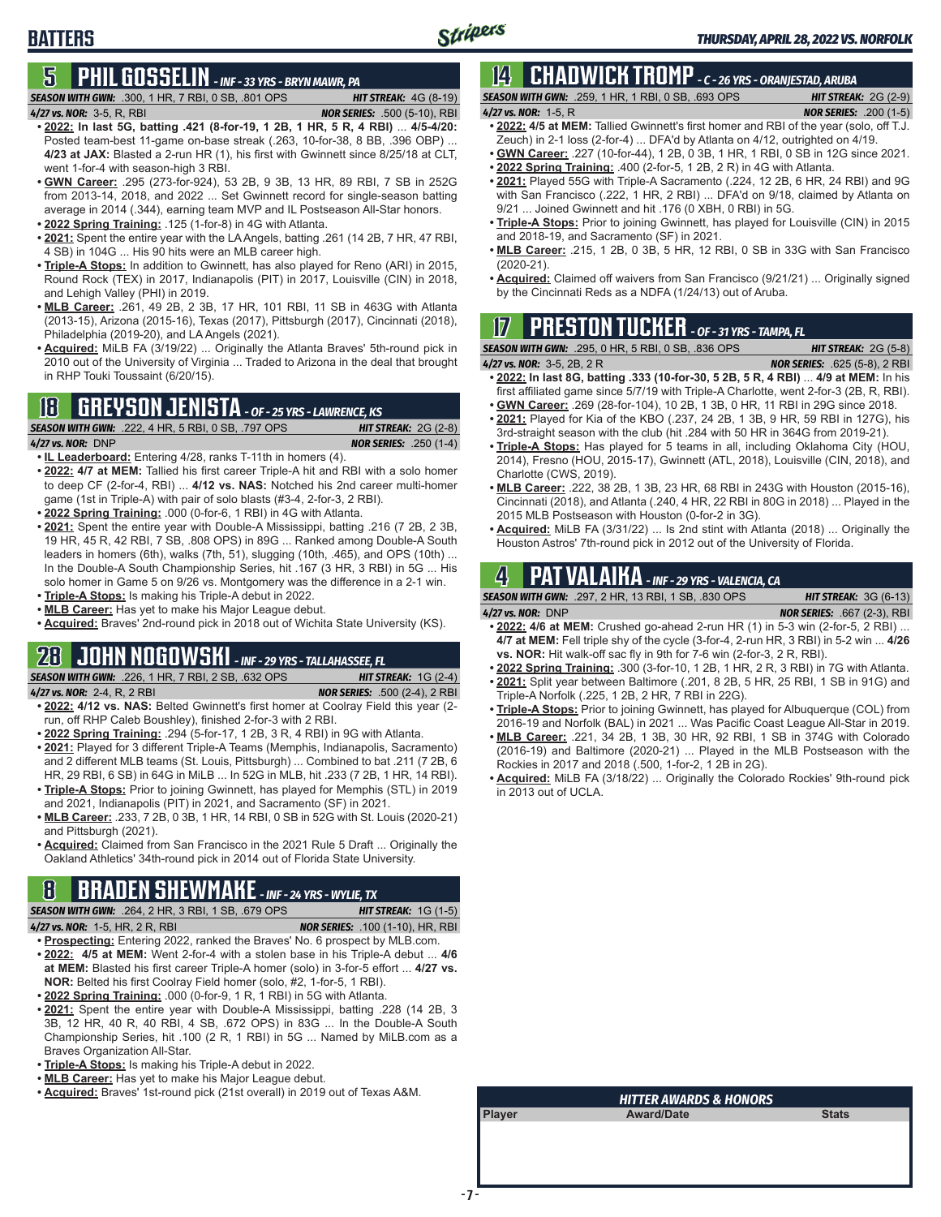# BATTERS

## 5 PHIL GOSSELIN - INF - 33 YRS - BRYN MAWR, PA

**SEASON WITH GWN:** .300, 1 HR, 7 RBI, 0 SB, .801 OPS — **HIT STREAK:** 4G (8-19)
**4/27 vs. NOR:** 3-5, R, RBI — **NOR SERIES:** .500 (5-10), RBI

- **2022: In last 5G, batting .421 (8-for-19, 1 2B, 1 HR, 5 R, 4 RBI)** ... **4/5-4/20:** Posted team-best 11-game on-base streak (.263, 10-for-38, 8 BB, .396 OBP) ... **4/23 at JAX:** Blasted a 2-run HR (1), his first with Gwinnett since 8/25/18 at CLT, went 1-for-4 with season-high 3 RBI.
- **GWN Career:** .295 (273-for-924), 53 2B, 9 3B, 13 HR, 89 RBI, 7 SB in 252G from 2013-14, 2018, and 2022 ... Set Gwinnett record for single-season batting average in 2014 (.344), earning team MVP and IL Postseason All-Star honors.
- **2022 Spring Training:** .125 (1-for-8) in 4G with Atlanta.
- **2021:** Spent the entire year with the LA Angels, batting .261 (14 2B, 7 HR, 47 RBI, 4 SB) in 104G ... His 90 hits were an MLB career high.
- **Triple-A Stops:** In addition to Gwinnett, has also played for Reno (ARI) in 2015, Round Rock (TEX) in 2017, Indianapolis (PIT) in 2017, Louisville (CIN) in 2018, and Lehigh Valley (PHI) in 2019.
- **MLB Career:** .261, 49 2B, 2 3B, 17 HR, 101 RBI, 11 SB in 463G with Atlanta (2013-15), Arizona (2015-16), Texas (2017), Pittsburgh (2017), Cincinnati (2018), Philadelphia (2019-20), and LA Angels (2021).
- **Acquired:** MiLB FA (3/19/22) ... Originally the Atlanta Braves' 5th-round pick in 2010 out of the University of Virginia ... Traded to Arizona in the deal that brought in RHP Touki Toussaint (6/20/15).

## 18 GREYSON JENISTA - OF - 25 YRS - LAWRENCE, KS

**SEASON WITH GWN:** .222, 4 HR, 5 RBI, 0 SB, .797 OPS — **HIT STREAK:** 2G (2-8)
**4/27 vs. NOR:** DNP — **NOR SERIES:** .250 (1-4)

- **IL Leaderboard:** Entering 4/28, ranks T-11th in homers (4).
- **2022: 4/7 at MEM:** Tallied his first career Triple-A hit and RBI with a solo homer to deep CF (2-for-4, RBI) ... **4/12 vs. NAS:** Notched his 2nd career multi-homer game (1st in Triple-A) with pair of solo blasts (#3-4, 2-for-3, 2 RBI).
- **2022 Spring Training:** .000 (0-for-6, 1 RBI) in 4G with Atlanta.
- **2021:** Spent the entire year with Double-A Mississippi, batting .216 (7 2B, 2 3B, 19 HR, 45 R, 42 RBI, 7 SB, .808 OPS) in 89G ... Ranked among Double-A South leaders in homers (6th), walks (7th, 51), slugging (10th, .465), and OPS (10th) ... In the Double-A South Championship Series, hit .167 (3 HR, 3 RBI) in 5G ... His solo homer in Game 5 on 9/26 vs. Montgomery was the difference in a 2-1 win.
- **Triple-A Stops:** Is making his Triple-A debut in 2022.
- **MLB Career:** Has yet to make his Major League debut.
- **Acquired:** Braves' 2nd-round pick in 2018 out of Wichita State University (KS).

## 28 JOHN NOGOWSKI - INF - 29 YRS - TALLAHASSEE, FL

**SEASON WITH GWN:** .226, 1 HR, 7 RBI, 2 SB, .632 OPS — **HIT STREAK:** 1G (2-4)
**4/27 vs. NOR:** 2-4, R, 2 RBI — **NOR SERIES:** .500 (2-4), 2 RBI

- **2022: 4/12 vs. NAS:** Belted Gwinnett's first homer at Coolray Field this year (2-run, off RHP Caleb Boushley), finished 2-for-3 with 2 RBI.
- **2022 Spring Training:** .294 (5-for-17, 1 2B, 3 R, 4 RBI) in 9G with Atlanta.
- **2021:** Played for 3 different Triple-A Teams (Memphis, Indianapolis, Sacramento) and 2 different MLB teams (St. Louis, Pittsburgh) ... Combined to bat .211 (7 2B, 6 HR, 29 RBI, 6 SB) in 64G in MiLB ... In 52G in MLB, hit .233 (7 2B, 1 HR, 14 RBI).
- **Triple-A Stops:** Prior to joining Gwinnett, has played for Memphis (STL) in 2019 and 2021, Indianapolis (PIT) in 2021, and Sacramento (SF) in 2021.
- **MLB Career:** .233, 7 2B, 0 3B, 1 HR, 14 RBI, 0 SB in 52G with St. Louis (2020-21) and Pittsburgh (2021).
- **Acquired:** Claimed from San Francisco in the 2021 Rule 5 Draft ... Originally the Oakland Athletics' 34th-round pick in 2014 out of Florida State University.

## 8 BRADEN SHEWMAKE - INF - 24 YRS - WYLIE, TX

**SEASON WITH GWN:** .264, 2 HR, 3 RBI, 1 SB, .679 OPS — **HIT STREAK:** 1G (1-5)
**4/27 vs. NOR:** 1-5, HR, 2 R, RBI — **NOR SERIES:** .100 (1-10), HR, RBI

- **Prospecting:** Entering 2022, ranked the Braves' No. 6 prospect by MLB.com.
- **2022: 4/5 at MEM:** Went 2-for-4 with a stolen base in his Triple-A debut ... **4/6 at MEM:** Blasted his first career Triple-A homer (solo) in 3-for-5 effort ... **4/27 vs. NOR:** Belted his first Coolray Field homer (solo, #2, 1-for-5, 1 RBI).
- **2022 Spring Training:** .000 (0-for-9, 1 R, 1 RBI) in 5G with Atlanta.
- **2021:** Spent the entire year with Double-A Mississippi, batting .228 (14 2B, 3 3B, 12 HR, 40 R, 40 RBI, 4 SB, .672 OPS) in 83G ... In the Double-A South Championship Series, hit .100 (2 R, 1 RBI) in 5G ... Named by MiLB.com as a Braves Organization All-Star.
- **Triple-A Stops:** Is making his Triple-A debut in 2022.
- **MLB Career:** Has yet to make his Major League debut.
- **Acquired:** Braves' 1st-round pick (21st overall) in 2019 out of Texas A&M.

## 14 CHADWICK TROMP - C - 26 YRS - ORANJESTAD, ARUBA

**SEASON WITH GWN:** .259, 1 HR, 1 RBI, 0 SB, .693 OPS — **HIT STREAK:** 2G (2-9)
**4/27 vs. NOR:** 1-5, R — **NOR SERIES:** .200 (1-5)

- **2022: 4/5 at MEM:** Tallied Gwinnett's first homer and RBI of the year (solo, off T.J. Zeuch) in 2-1 loss (2-for-4) ... DFA'd by Atlanta on 4/12, outrighted on 4/19.
- **GWN Career:** .227 (10-for-44), 1 2B, 0 3B, 1 HR, 1 RBI, 0 SB in 12G since 2021.
- **2022 Spring Training:** .400 (2-for-5, 1 2B, 2 R) in 4G with Atlanta.
- **2021:** Played 55G with Triple-A Sacramento (.224, 12 2B, 6 HR, 24 RBI) and 9G with San Francisco (.222, 1 HR, 2 RBI) ... DFA'd on 9/18, claimed by Atlanta on 9/21 ... Joined Gwinnett and hit .176 (0 XBH, 0 RBI) in 5G.
- **Triple-A Stops:** Prior to joining Gwinnett, has played for Louisville (CIN) in 2015 and 2018-19, and Sacramento (SF) in 2021.
- **MLB Career:** .215, 1 2B, 0 3B, 5 HR, 12 RBI, 0 SB in 33G with San Francisco (2020-21).
- **Acquired:** Claimed off waivers from San Francisco (9/21/21) ... Originally signed by the Cincinnati Reds as a NDFA (1/24/13) out of Aruba.

## 17 PRESTON TUCKER - OF - 31 YRS - TAMPA, FL

**SEASON WITH GWN:** .295, 0 HR, 5 RBI, 0 SB, .836 OPS — **HIT STREAK:** 2G (5-8)
**4/27 vs. NOR:** 3-5, 2B, 2 R — **NOR SERIES:** .625 (5-8), 2 RBI

- **2022: In last 8G, batting .333 (10-for-30, 5 2B, 5 R, 4 RBI)** ... **4/9 at MEM:** In his first affiliated game since 5/7/19 with Triple-A Charlotte, went 2-for-3 (2B, R, RBI).
- **GWN Career:** .269 (28-for-104), 10 2B, 1 3B, 0 HR, 11 RBI in 29G since 2018.
- **2021:** Played for Kia of the KBO (.237, 24 2B, 1 3B, 9 HR, 59 RBI in 127G), his 3rd-straight season with the club (hit .284 with 50 HR in 364G from 2019-21).
- **Triple-A Stops:** Has played for 5 teams in all, including Oklahoma City (HOU, 2014), Fresno (HOU, 2015-17), Gwinnett (ATL, 2018), Louisville (CIN, 2018), and Charlotte (CWS, 2019).
- **MLB Career:** .222, 38 2B, 1 3B, 23 HR, 68 RBI in 243G with Houston (2015-16), Cincinnati (2018), and Atlanta (.240, 4 HR, 22 RBI in 80G in 2018) ... Played in the 2015 MLB Postseason with Houston (0-for-2 in 3G).
- **Acquired:** MiLB FA (3/31/22) ... Is 2nd stint with Atlanta (2018) ... Originally the Houston Astros' 7th-round pick in 2012 out of the University of Florida.

## 4 PAT VALAIKA - INF - 29 YRS - VALENCIA, CA

**SEASON WITH GWN:** .297, 2 HR, 13 RBI, 1 SB, .830 OPS — **HIT STREAK:** 3G (6-13)
**4/27 vs. NOR:** DNP — **NOR SERIES:** .667 (2-3), RBI

- **2022: 4/6 at MEM:** Crushed go-ahead 2-run HR (1) in 5-3 win (2-for-5, 2 RBI) ... **4/7 at MEM:** Fell triple shy of the cycle (3-for-4, 2-run HR, 3 RBI) in 5-2 win ... **4/26 vs. NOR:** Hit walk-off sac fly in 9th for 7-6 win (2-for-3, 2 R, RBI).
- **2022 Spring Training:** .300 (3-for-10, 1 2B, 1 HR, 2 R, 3 RBI) in 7G with Atlanta.
- **2021:** Split year between Baltimore (.201, 8 2B, 5 HR, 25 RBI, 1 SB in 91G) and Triple-A Norfolk (.225, 1 2B, 2 HR, 7 RBI in 22G).
- **Triple-A Stops:** Prior to joining Gwinnett, has played for Albuquerque (COL) from 2016-19 and Norfolk (BAL) in 2021 ... Was Pacific Coast League All-Star in 2019.
- **MLB Career:** .221, 34 2B, 1 3B, 30 HR, 92 RBI, 1 SB in 374G with Colorado (2016-19) and Baltimore (2020-21) ... Played in the MLB Postseason with the Rockies in 2017 and 2018 (.500, 1-for-2, 1 2B in 2G).
- **Acquired:** MiLB FA (3/18/22) ... Originally the Colorado Rockies' 9th-round pick in 2013 out of UCLA.

## HITTER AWARDS & HONORS

| Player | Award/Date | Stats |
|---|---|---|
| | | |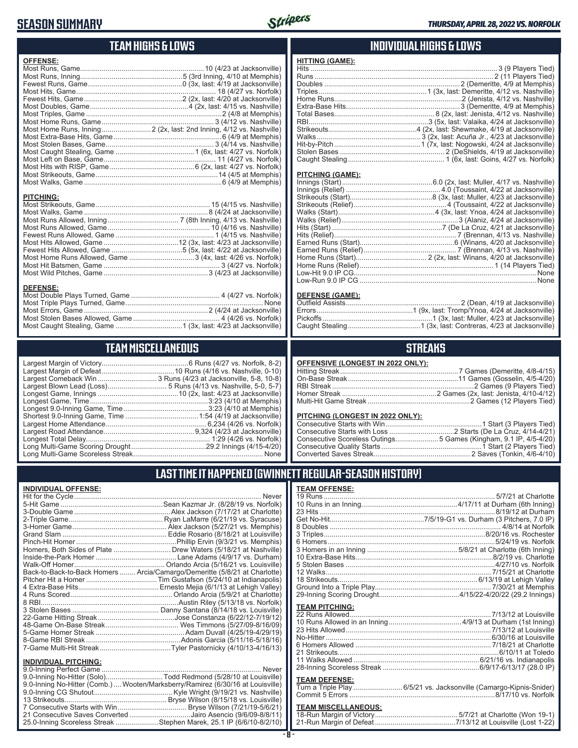# SEASON SUMMARY

*THURSDAY, APRIL 28, 2022 VS. NORFOLK*

## TEAM HIGHS & LOWS

**OFFENSE:**

| | |
|---|---|
| Most Runs, Game | 10 (4/23 at Jacksonville) |
| Most Runs, Inning | 5 (3rd Inning, 4/10 at Memphis) |
| Fewest Runs, Game | 0 (3x, last: 4/19 at Jacksonville) |
| Most Hits, Game | 18 (4/27 vs. Norfolk) |
| Fewest Hits, Game | 2 (2x, last: 4/20 at Jacksonville) |
| Most Doubles, Game | 4 (2x, last: 4/15 vs. Nashville) |
| Most Triples, Game | 2 (4/8 at Memphis) |
| Most Home Runs, Game | 3 (4/12 vs. Nashville) |
| Most Home Runs, Inning | 2 (2x, last: 2nd Inning, 4/12 vs. Nashville) |
| Most Extra-Base Hits, Game | 6 (4/9 at Memphis) |
| Most Stolen Bases, Game | 3 (4/14 vs. Nashville) |
| Most Caught Stealing, Game | 1 (6x, last: 4/27 vs. Norfolk) |
| Most Left on Base, Game | 11 (4/27 vs. Norfolk) |
| Most Hits with RISP, Game | 6 (2x, last: 4/27 vs. Norfolk) |
| Most Strikeouts, Game | 14 (4/5 at Memphis) |
| Most Walks, Game | 6 (4/9 at Memphis) |

**PITCHING:**

| | |
|---|---|
| Most Strikeouts, Game | 15 (4/15 vs. Nashville) |
| Most Walks, Game | 8 (4/24 at Jacksonville) |
| Most Runs Allowed, Inning | 7 (8th Inning, 4/13 vs. Nashville) |
| Most Runs Allowed, Game | 10 (4/16 vs. Nashville) |
| Fewest Runs Allowed, Game | 1 (4/15 vs. Nashville) |
| Most Hits Allowed, Game | 12 (3x, last: 4/23 at Jacksonville) |
| Fewest Hits Allowed, Game | 5 (5x, last: 4/22 at Jacksonville) |
| Most Home Runs Allowed, Game | 3 (4x, last: 4/26 vs. Norfolk) |
| Most Hit Batsmen, Game | 3 (4/27 vs. Norfolk) |
| Most Wild Pitches, Game | 3 (4/23 at Jacksonville) |

**DEFENSE:**

| | |
|---|---|
| Most Double Plays Turned, Game | 4 (4/27 vs. Norfolk) |
| Most Triple Plays Turned, Game | None |
| Most Errors, Game | 2 (4/24 at Jacksonville) |
| Most Stolen Bases Allowed, Game | 4 (4/26 vs. Norfolk) |
| Most Caught Stealing, Game | 1 (3x, last: 4/23 at Jacksonville) |

## INDIVIDUAL HIGHS & LOWS

**HITTING (GAME):**

| | |
|---|---|
| Hits | 3 (9 Players Tied) |
| Runs | 2 (11 Players Tied) |
| Doubles | 2 (Demeritte, 4/9 at Memphis) |
| Triples | 1 (3x, last: Demeritte, 4/12 vs. Nashville) |
| Home Runs | 2 (Jenista, 4/12 vs. Nashville) |
| Extra-Base Hits | 3 (Demeritte, 4/9 at Memphis) |
| Total Bases | 8 (2x, last: Jenista, 4/12 vs. Nashville) |
| RBI | 3 (5x, last: Valaika, 4/24 at Jacksonville) |
| Strikeouts | 4 (2x, last: Shewmake, 4/19 at Jacksonville) |
| Walks | 3 (2x, last: Acuña Jr., 4/23 at Jacksonville) |
| Hit-by-Pitch | 1 (7x, last: Nogowski, 4/24 at Jacksonville) |
| Stolen Bases | 2 (DeShields, 4/19 at Jacksonville) |
| Caught Stealing | 1 (6x, last: Goins, 4/27 vs. Norfolk) |

**PITCHING (GAME):**

| | |
|---|---|
| Innings (Start) | 6.0 (2x, last: Muller, 4/17 vs. Nashville) |
| Innings (Relief) | 4.0 (Toussaint, 4/22 at Jacksonville) |
| Strikeouts (Start) | 8 (3x, last: Muller, 4/23 at Jacksonville) |
| Strikeouts (Relief) | 4 (Toussaint, 4/22 at Jacksonville) |
| Walks (Start) | 4 (3x, last: Ynoa, 4/24 at Jacksonville) |
| Walks (Relief) | 3 (Alaniz, 4/24 at Jacksonville) |
| Hits (Start) | 7 (De La Cruz, 4/21 at Jacksonville) |
| Hits (Relief) | 7 (Brennan, 4/13 vs. Nashville) |
| Earned Runs (Start) | 6 (Winans, 4/20 at Jacksonville) |
| Earned Runs (Relief) | 7 (Brennan, 4/13 vs. Nashville) |
| Home Runs (Start) | 2 (2x, last: Winans, 4/20 at Jacksonville) |
| Home Runs (Relief) | 1 (14 Players Tied) |
| Low-Hit 9.0 IP CG | None |
| Low-Run 9.0 IP CG | None |

**DEFENSE (GAME):**

| | |
|---|---|
| Outfield Assists | 2 (Dean, 4/19 at Jacksonville) |
| Errors | 1 (9x, last: Tromp/Ynoa, 4/24 at Jacksonville) |
| Pickoffs | 1 (3x, last: Muller, 4/23 at Jacksonville) |
| Caught Stealing | 1 (3x, last: Contreras, 4/23 at Jacksonville) |

## TEAM MISCELLANEOUS

| | |
|---|---|
| Largest Margin of Victory | 6 Runs (4/27 vs. Norfolk, 8-2) |
| Largest Margin of Defeat | 10 Runs (4/16 vs. Nashville, 0-10) |
| Largest Comeback Win | 3 Runs (4/23 at Jacksonville, 5-8, 10-8) |
| Largest Blown Lead (Loss) | 5 Runs (4/13 vs. Nashville, 5-0, 5-7) |
| Longest Game, Innings | 10 (2x, last: 4/23 at Jacksonville) |
| Longest Game, Time | 3:23 (4/10 at Memphis) |
| Longest 9.0-Inning Game, Time | 3:23 (4/10 at Memphis) |
| Shortest 9.0-Inning Game, Time | 1:54 (4/19 at Jacksonville) |
| Largest Home Attendance | 6,234 (4/26 vs. Norfolk) |
| Largest Road Attendance | 9,324 (4/23 at Jacksonville) |
| Longest Total Delay | 1:29 (4/26 vs. Norfolk) |
| Long Multi-Game Scoring Drought | 29.2 Innings (4/15-4/20) |
| Long Multi-Game Scoreless Streak | None |

## STREAKS

**OFFENSIVE (LONGEST IN 2022 ONLY):**

| | |
|---|---|
| Hitting Streak | 7 Games (Demeritte, 4/8-4/15) |
| On-Base Streak | 11 Games (Gosselin, 4/5-4/20) |
| RBI Streak | 2 Games (9 Players Tied) |
| Homer Streak | 2 Games (2x, last: Jenista, 4/10-4/12) |
| Multi-Hit Game Streak | 2 Games (12 Players Tied) |

**PITCHING (LONGEST IN 2022 ONLY):**

| | |
|---|---|
| Consecutive Starts with Win | 1 Start (3 Players Tied) |
| Consecutive Starts with Loss | 2 Starts (De La Cruz, 4/14-4/21) |
| Consecutive Scoreless Outings | 5 Games (Kingham, 9.1 IP, 4/5-4/20) |
| Consecutive Quality Starts | 1 Start (2 Players Tied) |
| Converted Saves Streak | 2 Saves (Tonkin, 4/6-4/10) |

## LAST TIME IT HAPPENED (GWINNETT REGULAR-SEASON HISTORY)

**INDIVIDUAL OFFENSE:**

| | |
|---|---|
| Hit for the Cycle | Never |
| 5-Hit Game | Sean Kazmar Jr. (8/28/19 vs. Norfolk) |
| 3-Double Game | Alex Jackson (7/17/21 at Charlotte) |
| 2-Triple Game | Ryan LaMarre (6/21/19 vs. Syracuse) |
| 3-Homer Game | Alex Jackson (5/27/21 vs. Memphis) |
| Grand Slam | Eddie Rosario (8/18/21 at Louisville) |
| Pinch-Hit Homer | Phillip Ervin (9/3/21 vs. Memphis) |
| Homers, Both Sides of Plate | Drew Waters (5/18/21 at Nashville) |
| Inside-the-Park Homer | Lane Adams (4/9/17 vs. Durham) |
| Walk-Off Homer | Orlando Arcia (5/16/21 vs. Louisville) |
| Back-to-Back-to-Back Homers | Arcia/Camargo/Demeritte (5/8/21 at Charlotte) |
| Pitcher Hit a Homer | Tim Gustafson (5/24/10 at Indianapolis) |
| 4 Extra-Base Hits | Ernesto Mejia (6/1/13 at Lehigh Valley) |
| 4 Runs Scored | Orlando Arcia (5/9/21 at Charlotte) |
| 8 RBI | Austin Riley (5/13/18 vs. Norfolk) |
| 3 Stolen Bases | Danny Santana (8/14/18 vs. Louisville) |
| 22-Game Hitting Streak | Jose Constanza (6/22/12-7/19/12) |
| 48-Game On-Base Streak | Wes Timmons (5/27/09-8/16/09) |
| 5-Game Homer Streak | Adam Duvall (4/25/19-4/29/19) |
| 8-Game RBI Streak | Adonis Garcia (5/11/16-5/18/16) |
| 7-Game Multi-Hit Streak | Tyler Pastornicky (4/10/13-4/16/13) |

**INDIVIDUAL PITCHING:**

| | |
|---|---|
| 9.0-Inning Perfect Game | Never |
| 9.0-Inning No-Hitter (Solo) | Todd Redmond (5/28/10 at Louisville) |
| 9.0-Inning No-Hitter (Comb.) | Wooten/Marksberry/Ramirez (6/30/16 at Louisville) |
| 9.0-Inning CG Shutout | Kyle Wright (9/19/21 vs. Nashville) |
| 13 Strikeouts | Bryse Wilson (8/15/18 vs. Louisville) |
| 7 Consecutive Starts with Win | Bryse Wilson (7/21/19-5/6/21) |
| 21 Consecutive Saves Converted | Jairo Asencio (9/6/09-8/8/11) |
| 25.0-Inning Scoreless Streak | Stephen Marek, 25.1 IP (6/6/10-8/2/10) |

**TEAM OFFENSE:**

| | |
|---|---|
| 19 Runs | 5/7/21 at Charlotte |
| 10 Runs in an Inning | 4/17/11 at Durham (6th Inning) |
| 23 Hits | 8/19/12 at Durham |
| Get No-Hit | 7/5/19-G1 vs. Durham (3 Pitchers, 7.0 IP) |
| 8 Doubles | 4/8/14 at Norfolk |
| 3 Triples | 8/20/16 vs. Rochester |
| 6 Homers | 5/24/19 vs. Norfolk |
| 3 Homers in an Inning | 5/8/21 at Charlotte (6th Inning) |
| 10 Extra-Base Hits | 8/2/19 vs. Charlotte |
| 5 Stolen Bases | 4/27/10 vs. Norfolk |
| 12 Walks | 7/15/21 at Charlotte |
| 18 Strikeouts | 6/13/19 at Lehigh Valley |
| Ground Into a Triple Play | 7/30/21 at Memphis |
| 29-Inning Scoring Drought | 4/15/22-4/20/22 (29.2 Innings) |

**TEAM PITCHING:**

| | |
|---|---|
| 22 Runs Allowed | 7/13/12 at Louisville |
| 10 Runs Allowed in an Inning | 4/9/13 at Durham (1st Inning) |
| 23 Hits Allowed | 7/13/12 at Louisville |
| No-Hitter | 6/30/16 at Louisville |
| 6 Homers Allowed | 7/18/21 at Charlotte |
| 21 Strikeouts | 6/10/11 at Toledo |
| 11 Walks Allowed | 6/21/16 vs. Indianapolis |
| 28-Inning Scoreless Streak | 6/9/17-6/13/17 (28.0 IP) |

**TEAM DEFENSE:**

| | |
|---|---|
| Turn a Triple Play | 6/5/21 vs. Jacksonville (Camargo-Kipnis-Snider) |
| Commit 5 Errors | 8/17/10 vs. Norfolk |

**TEAM MISCELLANEOUS:**

| | |
|---|---|
| 18-Run Margin of Victory | 5/7/21 at Charlotte (Won 19-1) |
| 21-Run Margin of Defeat | 7/13/12 at Louisville (Lost 1-22) |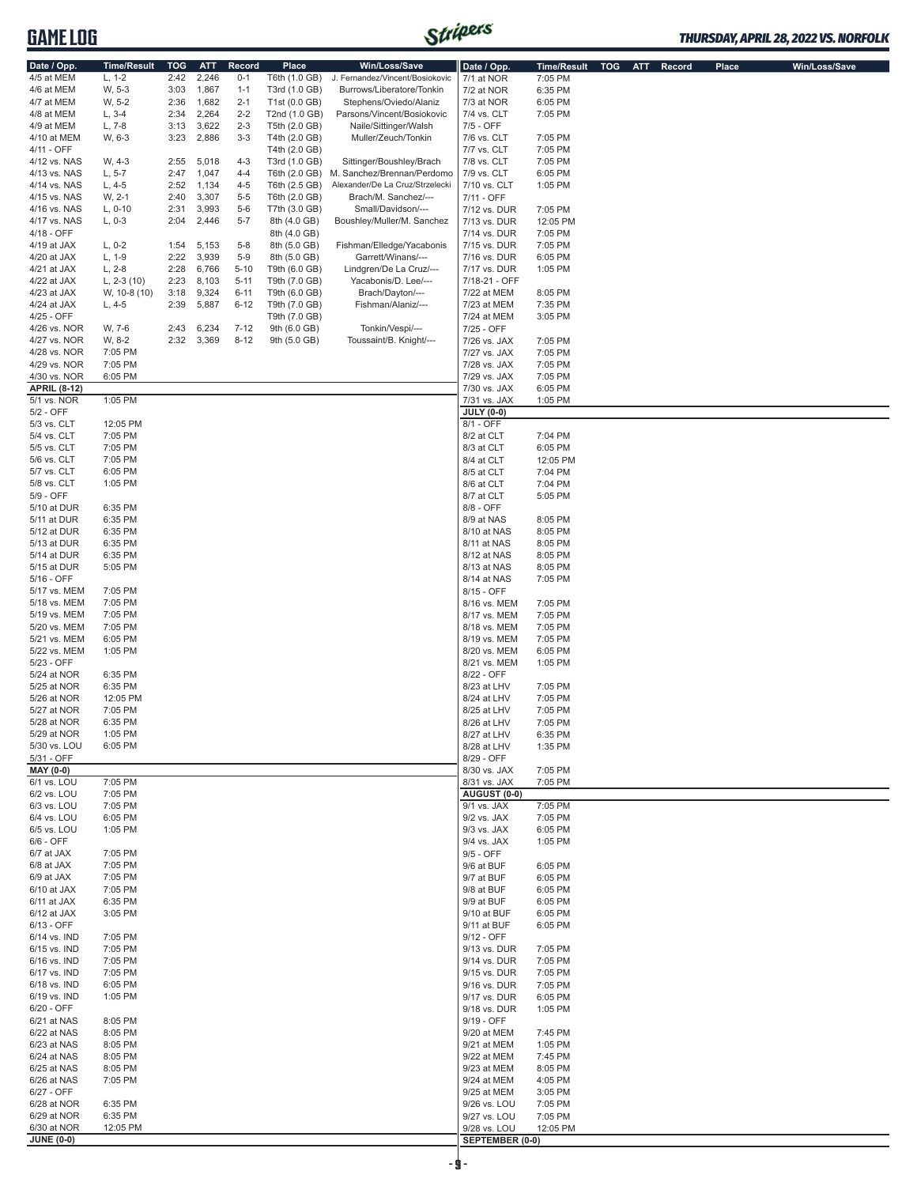# GAME LOG

*THURSDAY, APRIL 28, 2022 VS. NORFOLK*

| Date / Opp. | Time/Result | TOG | ATT | Record | Place | Win/Loss/Save |
|---|---|---|---|---|---|---|
| 4/5 at MEM | L, 1-2 | 2:42 | 2,246 | 0-1 | T6th (1.0 GB) | J. Fernandez/Vincent/Bosiokovic |
| 4/6 at MEM | W, 5-3 | 3:03 | 1,867 | 1-1 | T3rd (1.0 GB) | Burrows/Liberatore/Tonkin |
| 4/7 at MEM | W, 5-2 | 2:36 | 1,682 | 2-1 | T1st (0.0 GB) | Stephens/Oviedo/Alaniz |
| 4/8 at MEM | L, 3-4 | 2:34 | 2,264 | 2-2 | T2nd (1.0 GB) | Parsons/Vincent/Bosiokovic |
| 4/9 at MEM | L, 7-8 | 3:13 | 3,622 | 2-3 | T5th (2.0 GB) | Naile/Sittinger/Walsh |
| 4/10 at MEM | W, 6-3 | 3:23 | 2,886 | 3-3 | T4th (2.0 GB) | Muller/Zeuch/Tonkin |
| 4/11 - OFF | | | | | T4th (2.0 GB) | |
| 4/12 vs. NAS | W, 4-3 | 2:55 | 5,018 | 4-3 | T3rd (1.0 GB) | Sittinger/Boushley/Brach |
| 4/13 vs. NAS | L, 5-7 | 2:47 | 1,047 | 4-4 | T6th (2.0 GB) | M. Sanchez/Brennan/Perdomo |
| 4/14 vs. NAS | L, 4-5 | 2:52 | 1,134 | 4-5 | T6th (2.5 GB) | Alexander/De La Cruz/Strzelecki |
| 4/15 vs. NAS | W, 2-1 | 2:40 | 3,307 | 5-5 | T6th (2.0 GB) | Brach/M. Sanchez/--- |
| 4/16 vs. NAS | L, 0-10 | 2:31 | 3,993 | 5-6 | T7th (3.0 GB) | Small/Davidson/--- |
| 4/17 vs. NAS | L, 0-3 | 2:04 | 2,446 | 5-7 | 8th (4.0 GB) | Boushley/Muller/M. Sanchez |
| 4/18 - OFF | | | | | 8th (4.0 GB) | |
| 4/19 at JAX | L, 0-2 | 1:54 | 5,153 | 5-8 | 8th (5.0 GB) | Fishman/Elledge/Yacabonis |
| 4/20 at JAX | L, 1-9 | 2:22 | 3,939 | 5-9 | 8th (5.0 GB) | Garrett/Winans/--- |
| 4/21 at JAX | L, 2-8 | 2:28 | 6,766 | 5-10 | T9th (6.0 GB) | Lindgren/De La Cruz/--- |
| 4/22 at JAX | L, 2-3 (10) | 2:23 | 8,103 | 5-11 | T9th (7.0 GB) | Yacabonis/D. Lee/--- |
| 4/23 at JAX | W, 10-8 (10) | 3:18 | 9,324 | 6-11 | T9th (6.0 GB) | Brach/Dayton/--- |
| 4/24 at JAX | L, 4-5 | 2:39 | 5,887 | 6-12 | T9th (7.0 GB) | Fishman/Alaniz/--- |
| 4/25 - OFF | | | | | T9th (7.0 GB) | |
| 4/26 vs. NOR | W, 7-6 | 2:43 | 6,234 | 7-12 | 9th (6.0 GB) | Tonkin/Vespi/--- |
| 4/27 vs. NOR | W, 8-2 | 2:32 | 3,369 | 8-12 | 9th (5.0 GB) | Toussaint/B. Knight/--- |
| 4/28 vs. NOR | 7:05 PM | | | | | |
| 4/29 vs. NOR | 7:05 PM | | | | | |
| 4/30 vs. NOR | 6:05 PM | | | | | |
| **APRIL (8-12)** | | | | | | |
| 5/1 vs. NOR | 1:05 PM | | | | | |
| 5/2 - OFF | | | | | | |
| 5/3 vs. CLT | 12:05 PM | | | | | |
| 5/4 vs. CLT | 7:05 PM | | | | | |
| 5/5 vs. CLT | 7:05 PM | | | | | |
| 5/6 vs. CLT | 7:05 PM | | | | | |
| 5/7 vs. CLT | 6:05 PM | | | | | |
| 5/8 vs. CLT | 1:05 PM | | | | | |
| 5/9 - OFF | | | | | | |
| 5/10 at DUR | 6:35 PM | | | | | |
| 5/11 at DUR | 6:35 PM | | | | | |
| 5/12 at DUR | 6:35 PM | | | | | |
| 5/13 at DUR | 6:35 PM | | | | | |
| 5/14 at DUR | 6:35 PM | | | | | |
| 5/15 at DUR | 5:05 PM | | | | | |
| 5/16 - OFF | | | | | | |
| 5/17 vs. MEM | 7:05 PM | | | | | |
| 5/18 vs. MEM | 7:05 PM | | | | | |
| 5/19 vs. MEM | 7:05 PM | | | | | |
| 5/20 vs. MEM | 7:05 PM | | | | | |
| 5/21 vs. MEM | 6:05 PM | | | | | |
| 5/22 vs. MEM | 1:05 PM | | | | | |
| 5/23 - OFF | | | | | | |
| 5/24 at NOR | 6:35 PM | | | | | |
| 5/25 at NOR | 6:35 PM | | | | | |
| 5/26 at NOR | 12:05 PM | | | | | |
| 5/27 at NOR | 7:05 PM | | | | | |
| 5/28 at NOR | 6:35 PM | | | | | |
| 5/29 at NOR | 1:05 PM | | | | | |
| 5/30 vs. LOU | 6:05 PM | | | | | |
| 5/31 - OFF | | | | | | |
| **MAY (0-0)** | | | | | | |
| 6/1 vs. LOU | 7:05 PM | | | | | |
| 6/2 vs. LOU | 7:05 PM | | | | | |
| 6/3 vs. LOU | 7:05 PM | | | | | |
| 6/4 vs. LOU | 6:05 PM | | | | | |
| 6/5 vs. LOU | 1:05 PM | | | | | |
| 6/6 - OFF | | | | | | |
| 6/7 at JAX | 7:05 PM | | | | | |
| 6/8 at JAX | 7:05 PM | | | | | |
| 6/9 at JAX | 7:05 PM | | | | | |
| 6/10 at JAX | 7:05 PM | | | | | |
| 6/11 at JAX | 6:35 PM | | | | | |
| 6/12 at JAX | 3:05 PM | | | | | |
| 6/13 - OFF | | | | | | |
| 6/14 vs. IND | 7:05 PM | | | | | |
| 6/15 vs. IND | 7:05 PM | | | | | |
| 6/16 vs. IND | 7:05 PM | | | | | |
| 6/17 vs. IND | 7:05 PM | | | | | |
| 6/18 vs. IND | 6:05 PM | | | | | |
| 6/19 vs. IND | 1:05 PM | | | | | |
| 6/20 - OFF | | | | | | |
| 6/21 at NAS | 8:05 PM | | | | | |
| 6/22 at NAS | 8:05 PM | | | | | |
| 6/23 at NAS | 8:05 PM | | | | | |
| 6/24 at NAS | 8:05 PM | | | | | |
| 6/25 at NAS | 8:05 PM | | | | | |
| 6/26 at NAS | 7:05 PM | | | | | |
| 6/27 - OFF | | | | | | |
| 6/28 at NOR | 6:35 PM | | | | | |
| 6/29 at NOR | 6:35 PM | | | | | |
| 6/30 at NOR | 12:05 PM | | | | | |
| **JUNE (0-0)** | | | | | | |

| Date / Opp. | Time/Result | TOG | ATT | Record | Place | Win/Loss/Save |
|---|---|---|---|---|---|---|
| 7/1 at NOR | 7:05 PM | | | | | |
| 7/2 at NOR | 6:35 PM | | | | | |
| 7/3 at NOR | 6:05 PM | | | | | |
| 7/4 vs. CLT | 7:05 PM | | | | | |
| 7/5 - OFF | | | | | | |
| 7/6 vs. CLT | 7:05 PM | | | | | |
| 7/7 vs. CLT | 7:05 PM | | | | | |
| 7/8 vs. CLT | 7:05 PM | | | | | |
| 7/9 vs. CLT | 6:05 PM | | | | | |
| 7/10 vs. CLT | 1:05 PM | | | | | |
| 7/11 - OFF | | | | | | |
| 7/12 vs. DUR | 7:05 PM | | | | | |
| 7/13 vs. DUR | 12:05 PM | | | | | |
| 7/14 vs. DUR | 7:05 PM | | | | | |
| 7/15 vs. DUR | 7:05 PM | | | | | |
| 7/16 vs. DUR | 6:05 PM | | | | | |
| 7/17 vs. DUR | 1:05 PM | | | | | |
| 7/18-21 - OFF | | | | | | |
| 7/22 at MEM | 8:05 PM | | | | | |
| 7/23 at MEM | 7:35 PM | | | | | |
| 7/24 at MEM | 3:05 PM | | | | | |
| 7/25 - OFF | | | | | | |
| 7/26 vs. JAX | 7:05 PM | | | | | |
| 7/27 vs. JAX | 7:05 PM | | | | | |
| 7/28 vs. JAX | 7:05 PM | | | | | |
| 7/29 vs. JAX | 7:05 PM | | | | | |
| 7/30 vs. JAX | 6:05 PM | | | | | |
| 7/31 vs. JAX | 1:05 PM | | | | | |
| **JULY (0-0)** | | | | | | |
| 8/1 - OFF | | | | | | |
| 8/2 at CLT | 7:04 PM | | | | | |
| 8/3 at CLT | 6:05 PM | | | | | |
| 8/4 at CLT | 12:05 PM | | | | | |
| 8/5 at CLT | 7:04 PM | | | | | |
| 8/6 at CLT | 7:04 PM | | | | | |
| 8/7 at CLT | 5:05 PM | | | | | |
| 8/8 - OFF | | | | | | |
| 8/9 at NAS | 8:05 PM | | | | | |
| 8/10 at NAS | 8:05 PM | | | | | |
| 8/11 at NAS | 8:05 PM | | | | | |
| 8/12 at NAS | 8:05 PM | | | | | |
| 8/13 at NAS | 8:05 PM | | | | | |
| 8/14 at NAS | 7:05 PM | | | | | |
| 8/15 - OFF | | | | | | |
| 8/16 vs. MEM | 7:05 PM | | | | | |
| 8/17 vs. MEM | 7:05 PM | | | | | |
| 8/18 vs. MEM | 7:05 PM | | | | | |
| 8/19 vs. MEM | 7:05 PM | | | | | |
| 8/20 vs. MEM | 6:05 PM | | | | | |
| 8/21 vs. MEM | 1:05 PM | | | | | |
| 8/22 - OFF | | | | | | |
| 8/23 at LHV | 7:05 PM | | | | | |
| 8/24 at LHV | 7:05 PM | | | | | |
| 8/25 at LHV | 7:05 PM | | | | | |
| 8/26 at LHV | 7:05 PM | | | | | |
| 8/27 at LHV | 6:35 PM | | | | | |
| 8/28 at LHV | 1:35 PM | | | | | |
| 8/29 - OFF | | | | | | |
| 8/30 vs. JAX | 7:05 PM | | | | | |
| 8/31 vs. JAX | 7:05 PM | | | | | |
| **AUGUST (0-0)** | | | | | | |
| 9/1 vs. JAX | 7:05 PM | | | | | |
| 9/2 vs. JAX | 7:05 PM | | | | | |
| 9/3 vs. JAX | 6:05 PM | | | | | |
| 9/4 vs. JAX | 1:05 PM | | | | | |
| 9/5 - OFF | | | | | | |
| 9/6 at BUF | 6:05 PM | | | | | |
| 9/7 at BUF | 6:05 PM | | | | | |
| 9/8 at BUF | 6:05 PM | | | | | |
| 9/9 at BUF | 6:05 PM | | | | | |
| 9/10 at BUF | 6:05 PM | | | | | |
| 9/11 at BUF | 6:05 PM | | | | | |
| 9/12 - OFF | | | | | | |
| 9/13 vs. DUR | 7:05 PM | | | | | |
| 9/14 vs. DUR | 7:05 PM | | | | | |
| 9/15 vs. DUR | 7:05 PM | | | | | |
| 9/16 vs. DUR | 7:05 PM | | | | | |
| 9/17 vs. DUR | 6:05 PM | | | | | |
| 9/18 vs. DUR | 1:05 PM | | | | | |
| 9/19 - OFF | | | | | | |
| 9/20 at MEM | 7:45 PM | | | | | |
| 9/21 at MEM | 1:05 PM | | | | | |
| 9/22 at MEM | 7:45 PM | | | | | |
| 9/23 at MEM | 8:05 PM | | | | | |
| 9/24 at MEM | 4:05 PM | | | | | |
| 9/25 at MEM | 3:05 PM | | | | | |
| 9/26 vs. LOU | 7:05 PM | | | | | |
| 9/27 vs. LOU | 7:05 PM | | | | | |
| 9/28 vs. LOU | 12:05 PM | | | | | |
| **SEPTEMBER (0-0)** | | | | | | |